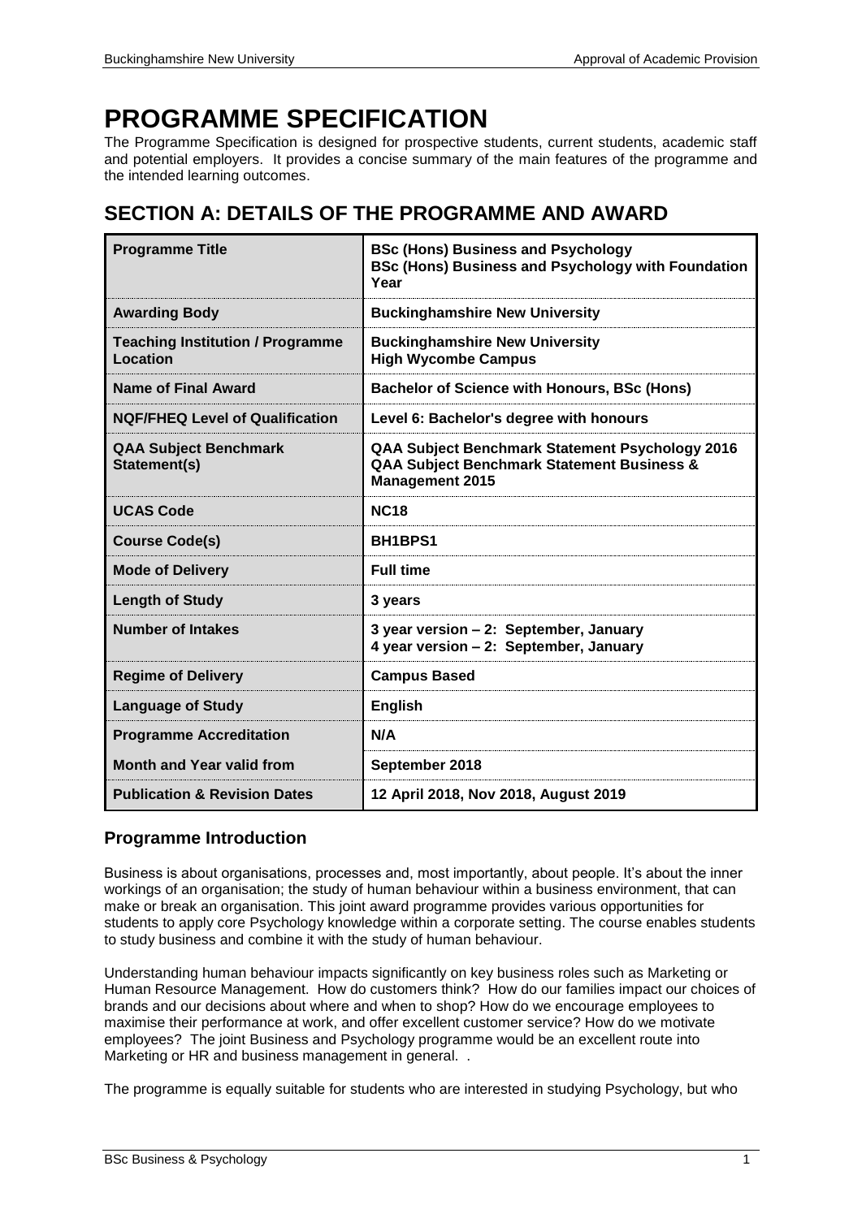# PROGRAMME SPECIFICATION

The Programme Specification is designed for prospective students, current students, academic staff and potential employers. It provides a concise summary of the main features of the programme and the intended learning outcomes.

## SECTION A: DETAILS OF THE PROGRAMME AND AWARD

| | |
|---|---|
| **Programme Title** | **BSc (Hons) Business and Psychology**<br>**BSc (Hons) Business and Psychology with Foundation Year** |
| **Awarding Body** | **Buckinghamshire New University** |
| **Teaching Institution / Programme Location** | **Buckinghamshire New University**<br>**High Wycombe Campus** |
| **Name of Final Award** | **Bachelor of Science with Honours, BSc (Hons)** |
| **NQF/FHEQ Level of Qualification** | **Level 6: Bachelor's degree with honours** |
| **QAA Subject Benchmark Statement(s)** | **QAA Subject Benchmark Statement Psychology 2016**<br>**QAA Subject Benchmark Statement Business & Management 2015** |
| **UCAS Code** | **NC18** |
| **Course Code(s)** | **BH1BPS1** |
| **Mode of Delivery** | **Full time** |
| **Length of Study** | **3 years** |
| **Number of Intakes** | **3 year version – 2: September, January**<br>**4 year version – 2: September, January** |
| **Regime of Delivery** | **Campus Based** |
| **Language of Study** | **English** |
| **Programme Accreditation** | **N/A** |
| **Month and Year valid from** | **September 2018** |
| **Publication & Revision Dates** | **12 April 2018, Nov 2018, August 2019** |

### Programme Introduction

Business is about organisations, processes and, most importantly, about people. It's about the inner workings of an organisation; the study of human behaviour within a business environment, that can make or break an organisation. This joint award programme provides various opportunities for students to apply core Psychology knowledge within a corporate setting. The course enables students to study business and combine it with the study of human behaviour.

Understanding human behaviour impacts significantly on key business roles such as Marketing or Human Resource Management. How do customers think? How do our families impact our choices of brands and our decisions about where and when to shop? How do we encourage employees to maximise their performance at work, and offer excellent customer service? How do we motivate employees? The joint Business and Psychology programme would be an excellent route into Marketing or HR and business management in general. .

The programme is equally suitable for students who are interested in studying Psychology, but who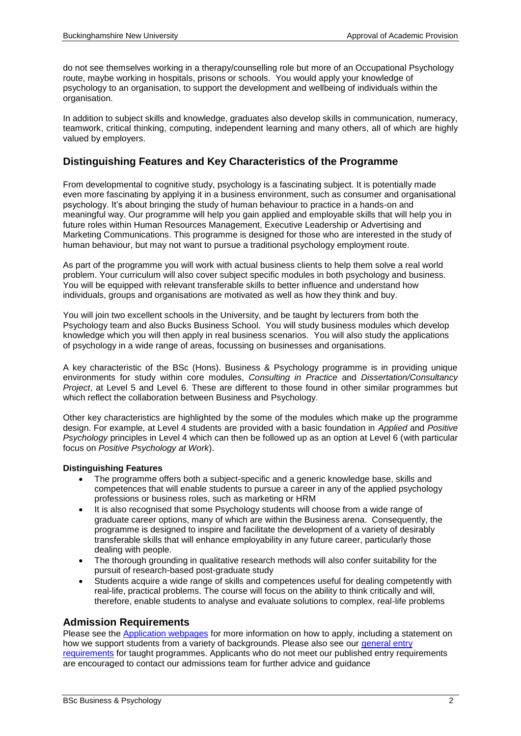do not see themselves working in a therapy/counselling role but more of an Occupational Psychology route, maybe working in hospitals, prisons or schools. You would apply your knowledge of psychology to an organisation, to support the development and wellbeing of individuals within the organisation.

In addition to subject skills and knowledge, graduates also develop skills in communication, numeracy, teamwork, critical thinking, computing, independent learning and many others, all of which are highly valued by employers.

## Distinguishing Features and Key Characteristics of the Programme

From developmental to cognitive study, psychology is a fascinating subject. It is potentially made even more fascinating by applying it in a business environment, such as consumer and organisational psychology. It's about bringing the study of human behaviour to practice in a hands-on and meaningful way. Our programme will help you gain applied and employable skills that will help you in future roles within Human Resources Management, Executive Leadership or Advertising and Marketing Communications. This programme is designed for those who are interested in the study of human behaviour, but may not want to pursue a traditional psychology employment route.

As part of the programme you will work with actual business clients to help them solve a real world problem. Your curriculum will also cover subject specific modules in both psychology and business. You will be equipped with relevant transferable skills to better influence and understand how individuals, groups and organisations are motivated as well as how they think and buy.

You will join two excellent schools in the University, and be taught by lecturers from both the Psychology team and also Bucks Business School. You will study business modules which develop knowledge which you will then apply in real business scenarios. You will also study the applications of psychology in a wide range of areas, focussing on businesses and organisations.

A key characteristic of the BSc (Hons). Business & Psychology programme is in providing unique environments for study within core modules, *Consulting in Practice* and *Dissertation/Consultancy Project*, at Level 5 and Level 6. These are different to those found in other similar programmes but which reflect the collaboration between Business and Psychology.

Other key characteristics are highlighted by the some of the modules which make up the programme design. For example, at Level 4 students are provided with a basic foundation in *Applied* and *Positive Psychology* principles in Level 4 which can then be followed up as an option at Level 6 (with particular focus on *Positive Psychology at Work*).

**Distinguishing Features**

- The programme offers both a subject-specific and a generic knowledge base, skills and competences that will enable students to pursue a career in any of the applied psychology professions or business roles, such as marketing or HRM
- It is also recognised that some Psychology students will choose from a wide range of graduate career options, many of which are within the Business arena. Consequently, the programme is designed to inspire and facilitate the development of a variety of desirably transferable skills that will enhance employability in any future career, particularly those dealing with people.
- The thorough grounding in qualitative research methods will also confer suitability for the pursuit of research-based post-graduate study
- Students acquire a wide range of skills and competences useful for dealing competently with real-life, practical problems. The course will focus on the ability to think critically and will, therefore, enable students to analyse and evaluate solutions to complex, real-life problems

## Admission Requirements

Please see the Application webpages for more information on how to apply, including a statement on how we support students from a variety of backgrounds. Please also see our general entry requirements for taught programmes. Applicants who do not meet our published entry requirements are encouraged to contact our admissions team for further advice and guidance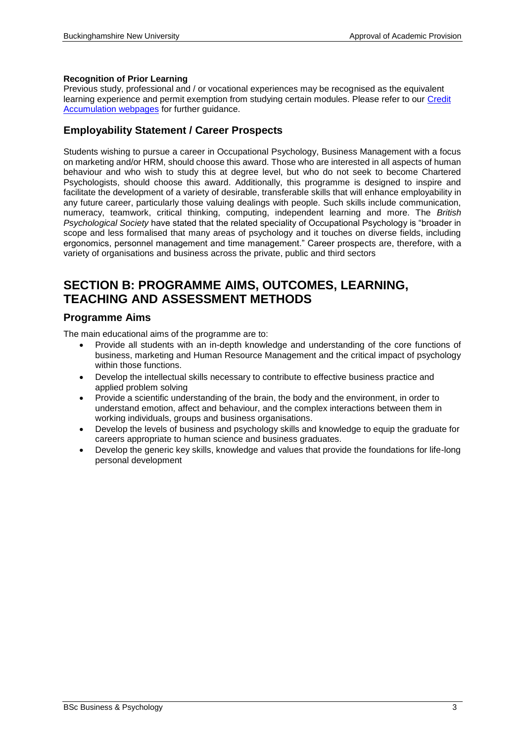**Recognition of Prior Learning**

Previous study, professional and / or vocational experiences may be recognised as the equivalent learning experience and permit exemption from studying certain modules. Please refer to our [Credit Accumulation webpages] for further guidance.

## Employability Statement / Career Prospects

Students wishing to pursue a career in Occupational Psychology, Business Management with a focus on marketing and/or HRM, should choose this award. Those who are interested in all aspects of human behaviour and who wish to study this at degree level, but who do not seek to become Chartered Psychologists, should choose this award. Additionally, this programme is designed to inspire and facilitate the development of a variety of desirable, transferable skills that will enhance employability in any future career, particularly those valuing dealings with people. Such skills include communication, numeracy, teamwork, critical thinking, computing, independent learning and more. The *British Psychological Society* have stated that the related speciality of Occupational Psychology is "broader in scope and less formalised that many areas of psychology and it touches on diverse fields, including ergonomics, personnel management and time management." Career prospects are, therefore, with a variety of organisations and business across the private, public and third sectors

# SECTION B: PROGRAMME AIMS, OUTCOMES, LEARNING, TEACHING AND ASSESSMENT METHODS

## Programme Aims

The main educational aims of the programme are to:

- Provide all students with an in-depth knowledge and understanding of the core functions of business, marketing and Human Resource Management and the critical impact of psychology within those functions.
- Develop the intellectual skills necessary to contribute to effective business practice and applied problem solving
- Provide a scientific understanding of the brain, the body and the environment, in order to understand emotion, affect and behaviour, and the complex interactions between them in working individuals, groups and business organisations.
- Develop the levels of business and psychology skills and knowledge to equip the graduate for careers appropriate to human science and business graduates.
- Develop the generic key skills, knowledge and values that provide the foundations for life-long personal development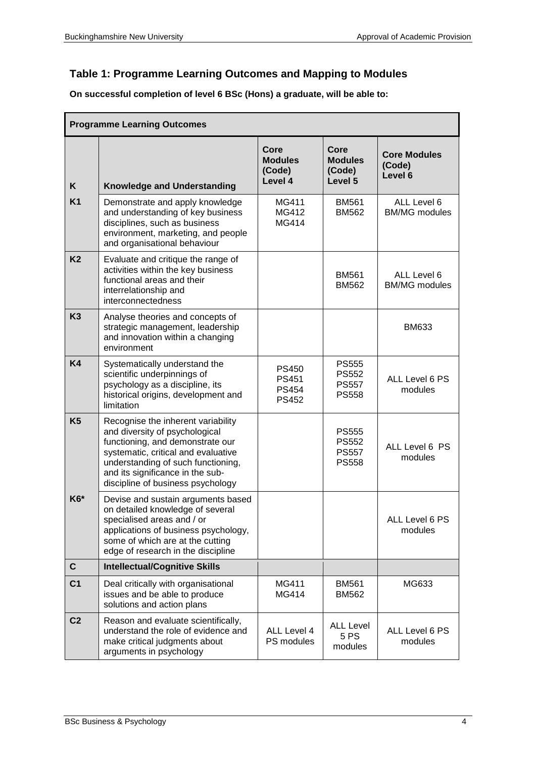## Table 1: Programme Learning Outcomes and Mapping to Modules

**On successful completion of level 6 BSc (Hons) a graduate, will be able to:**

| **Programme Learning Outcomes** | | | | |
|---|---|---|---|---|
| **K** | **Knowledge and Understanding** | **Core Modules (Code) Level 4** | **Core Modules (Code) Level 5** | **Core Modules (Code) Level 6** |
| **K1** | Demonstrate and apply knowledge and understanding of key business disciplines, such as business environment, marketing, and people and organisational behaviour | MG411<br>MG412<br>MG414 | BM561<br>BM562 | ALL Level 6 BM/MG modules |
| **K2** | Evaluate and critique the range of activities within the key business functional areas and their interrelationship and interconnectedness | | BM561<br>BM562 | ALL Level 6 BM/MG modules |
| **K3** | Analyse theories and concepts of strategic management, leadership and innovation within a changing environment | | | BM633 |
| **K4** | Systematically understand the scientific underpinnings of psychology as a discipline, its historical origins, development and limitation | PS450<br>PS451<br>PS454<br>PS452 | PS555<br>PS552<br>PS557<br>PS558 | ALL Level 6 PS modules |
| **K5** | Recognise the inherent variability and diversity of psychological functioning, and demonstrate our systematic, critical and evaluative understanding of such functioning, and its significance in the sub-discipline of business psychology | | PS555<br>PS552<br>PS557<br>PS558 | ALL Level 6 PS modules |
| **K6*** | Devise and sustain arguments based on detailed knowledge of several specialised areas and / or applications of business psychology, some of which are at the cutting edge of research in the discipline | | | ALL Level 6 PS modules |
| **C** | **Intellectual/Cognitive Skills** | | | |
| **C1** | Deal critically with organisational issues and be able to produce solutions and action plans | MG411<br>MG414 | BM561<br>BM562 | MG633 |
| **C2** | Reason and evaluate scientifically, understand the role of evidence and make critical judgments about arguments in psychology | ALL Level 4 PS modules | ALL Level 5 PS modules | ALL Level 6 PS modules |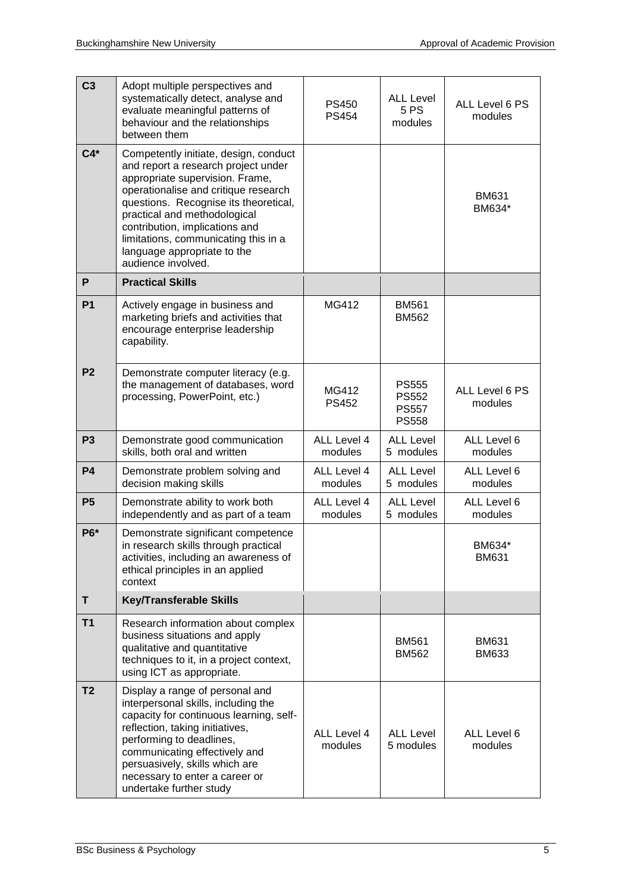| | | | | |
|---|---|---|---|---|
| **C3** | Adopt multiple perspectives and systematically detect, analyse and evaluate meaningful patterns of behaviour and the relationships between them | PS450<br>PS454 | ALL Level 5 PS modules | ALL Level 6 PS modules |
| **C4*** | Competently initiate, design, conduct and report a research project under appropriate supervision. Frame, operationalise and critique research questions. Recognise its theoretical, practical and methodological contribution, implications and limitations, communicating this in a language appropriate to the audience involved. | | | BM631<br>BM634* |
| **P** | **Practical Skills** | | | |
| **P1** | Actively engage in business and marketing briefs and activities that encourage enterprise leadership capability. | MG412 | BM561<br>BM562 | |
| **P2** | Demonstrate computer literacy (e.g. the management of databases, word processing, PowerPoint, etc.) | MG412<br>PS452 | PS555<br>PS552<br>PS557<br>PS558 | ALL Level 6 PS modules |
| **P3** | Demonstrate good communication skills, both oral and written | ALL Level 4 modules | ALL Level 5 modules | ALL Level 6 modules |
| **P4** | Demonstrate problem solving and decision making skills | ALL Level 4 modules | ALL Level 5 modules | ALL Level 6 modules |
| **P5** | Demonstrate ability to work both independently and as part of a team | ALL Level 4 modules | ALL Level 5 modules | ALL Level 6 modules |
| **P6*** | Demonstrate significant competence in research skills through practical activities, including an awareness of ethical principles in an applied context | | | BM634*<br>BM631 |
| **T** | **Key/Transferable Skills** | | | |
| **T1** | Research information about complex business situations and apply qualitative and quantitative techniques to it, in a project context, using ICT as appropriate. | | BM561<br>BM562 | BM631<br>BM633 |
| **T2** | Display a range of personal and interpersonal skills, including the capacity for continuous learning, self-reflection, taking initiatives, performing to deadlines, communicating effectively and persuasively, skills which are necessary to enter a career or undertake further study | ALL Level 4 modules | ALL Level 5 modules | ALL Level 6 modules |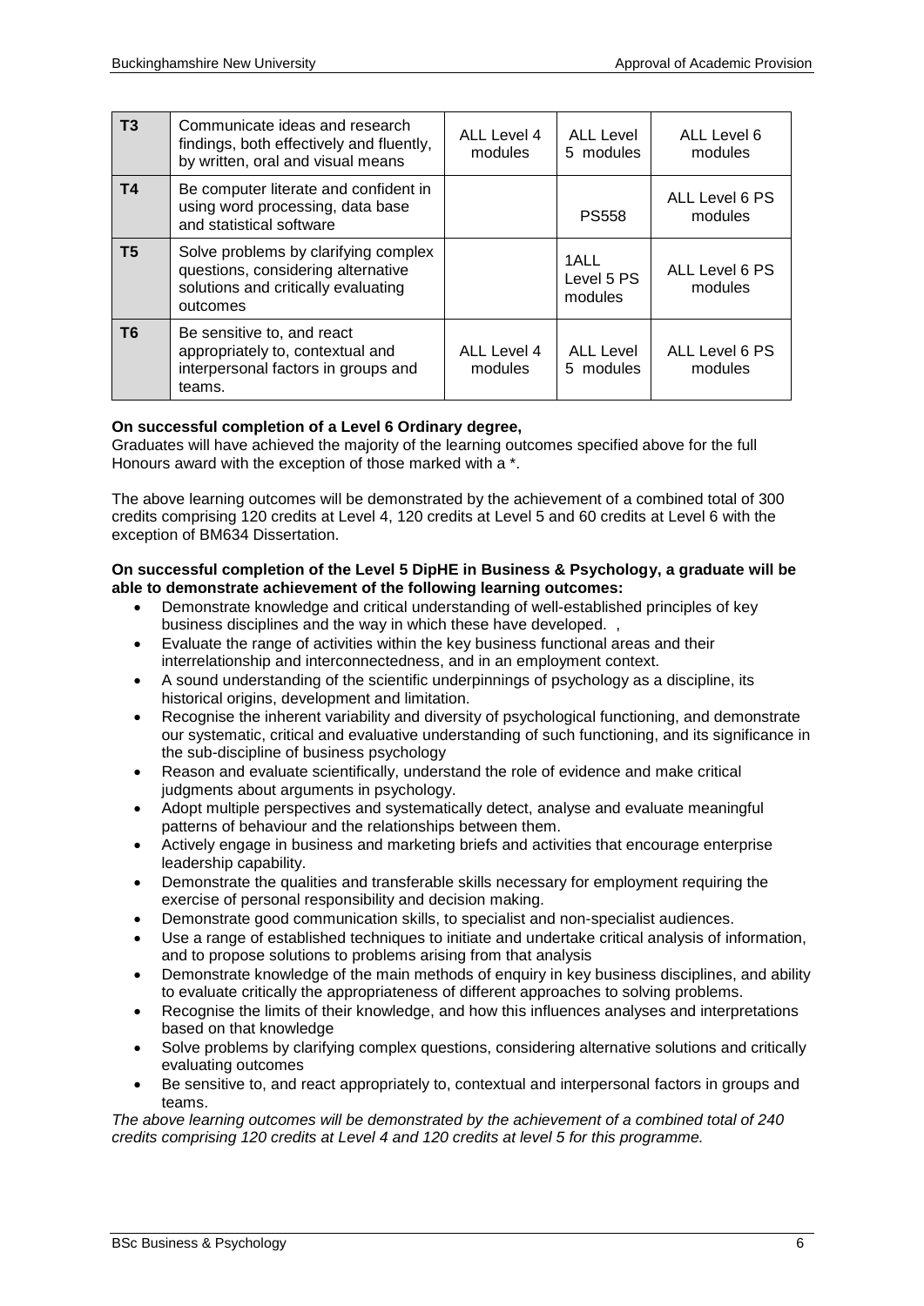| T3 | Communicate ideas and research findings, both effectively and fluently, by written, oral and visual means | ALL Level 4 modules | ALL Level 5 modules | ALL Level 6 modules |
|---|---|---|---|---|
| **T4** | Be computer literate and confident in using word processing, data base and statistical software | | PS558 | ALL Level 6 PS modules |
| **T5** | Solve problems by clarifying complex questions, considering alternative solutions and critically evaluating outcomes | | 1ALL Level 5 PS modules | ALL Level 6 PS modules |
| **T6** | Be sensitive to, and react appropriately to, contextual and interpersonal factors in groups and teams. | ALL Level 4 modules | ALL Level 5 modules | ALL Level 6 PS modules |

**On successful completion of a Level 6 Ordinary degree,**
Graduates will have achieved the majority of the learning outcomes specified above for the full Honours award with the exception of those marked with a *.

The above learning outcomes will be demonstrated by the achievement of a combined total of 300 credits comprising 120 credits at Level 4, 120 credits at Level 5 and 60 credits at Level 6 with the exception of BM634 Dissertation.

**On successful completion of the Level 5 DipHE in Business & Psychology, a graduate will be able to demonstrate achievement of the following learning outcomes:**

- Demonstrate knowledge and critical understanding of well-established principles of key business disciplines and the way in which these have developed. ,
- Evaluate the range of activities within the key business functional areas and their interrelationship and interconnectedness, and in an employment context.
- A sound understanding of the scientific underpinnings of psychology as a discipline, its historical origins, development and limitation.
- Recognise the inherent variability and diversity of psychological functioning, and demonstrate our systematic, critical and evaluative understanding of such functioning, and its significance in the sub-discipline of business psychology
- Reason and evaluate scientifically, understand the role of evidence and make critical judgments about arguments in psychology.
- Adopt multiple perspectives and systematically detect, analyse and evaluate meaningful patterns of behaviour and the relationships between them.
- Actively engage in business and marketing briefs and activities that encourage enterprise leadership capability.
- Demonstrate the qualities and transferable skills necessary for employment requiring the exercise of personal responsibility and decision making.
- Demonstrate good communication skills, to specialist and non-specialist audiences.
- Use a range of established techniques to initiate and undertake critical analysis of information, and to propose solutions to problems arising from that analysis
- Demonstrate knowledge of the main methods of enquiry in key business disciplines, and ability to evaluate critically the appropriateness of different approaches to solving problems.
- Recognise the limits of their knowledge, and how this influences analyses and interpretations based on that knowledge
- Solve problems by clarifying complex questions, considering alternative solutions and critically evaluating outcomes
- Be sensitive to, and react appropriately to, contextual and interpersonal factors in groups and teams.

*The above learning outcomes will be demonstrated by the achievement of a combined total of 240 credits comprising 120 credits at Level 4 and 120 credits at level 5 for this programme.*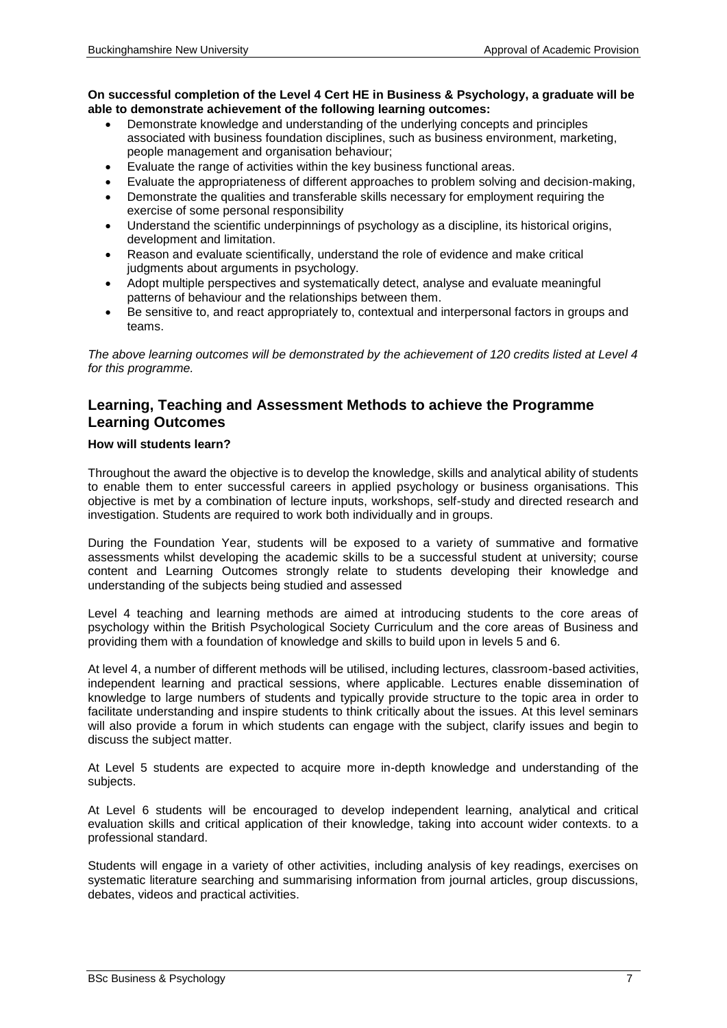**On successful completion of the Level 4 Cert HE in Business & Psychology, a graduate will be able to demonstrate achievement of the following learning outcomes:**

- Demonstrate knowledge and understanding of the underlying concepts and principles associated with business foundation disciplines, such as business environment, marketing, people management and organisation behaviour;
- Evaluate the range of activities within the key business functional areas.
- Evaluate the appropriateness of different approaches to problem solving and decision-making,
- Demonstrate the qualities and transferable skills necessary for employment requiring the exercise of some personal responsibility
- Understand the scientific underpinnings of psychology as a discipline, its historical origins, development and limitation.
- Reason and evaluate scientifically, understand the role of evidence and make critical judgments about arguments in psychology.
- Adopt multiple perspectives and systematically detect, analyse and evaluate meaningful patterns of behaviour and the relationships between them.
- Be sensitive to, and react appropriately to, contextual and interpersonal factors in groups and teams.

*The above learning outcomes will be demonstrated by the achievement of 120 credits listed at Level 4 for this programme.*

## Learning, Teaching and Assessment Methods to achieve the Programme Learning Outcomes

**How will students learn?**

Throughout the award the objective is to develop the knowledge, skills and analytical ability of students to enable them to enter successful careers in applied psychology or business organisations. This objective is met by a combination of lecture inputs, workshops, self-study and directed research and investigation. Students are required to work both individually and in groups.

During the Foundation Year, students will be exposed to a variety of summative and formative assessments whilst developing the academic skills to be a successful student at university; course content and Learning Outcomes strongly relate to students developing their knowledge and understanding of the subjects being studied and assessed

Level 4 teaching and learning methods are aimed at introducing students to the core areas of psychology within the British Psychological Society Curriculum and the core areas of Business and providing them with a foundation of knowledge and skills to build upon in levels 5 and 6.

At level 4, a number of different methods will be utilised, including lectures, classroom-based activities, independent learning and practical sessions, where applicable. Lectures enable dissemination of knowledge to large numbers of students and typically provide structure to the topic area in order to facilitate understanding and inspire students to think critically about the issues. At this level seminars will also provide a forum in which students can engage with the subject, clarify issues and begin to discuss the subject matter.

At Level 5 students are expected to acquire more in-depth knowledge and understanding of the subjects.

At Level 6 students will be encouraged to develop independent learning, analytical and critical evaluation skills and critical application of their knowledge, taking into account wider contexts. to a professional standard.

Students will engage in a variety of other activities, including analysis of key readings, exercises on systematic literature searching and summarising information from journal articles, group discussions, debates, videos and practical activities.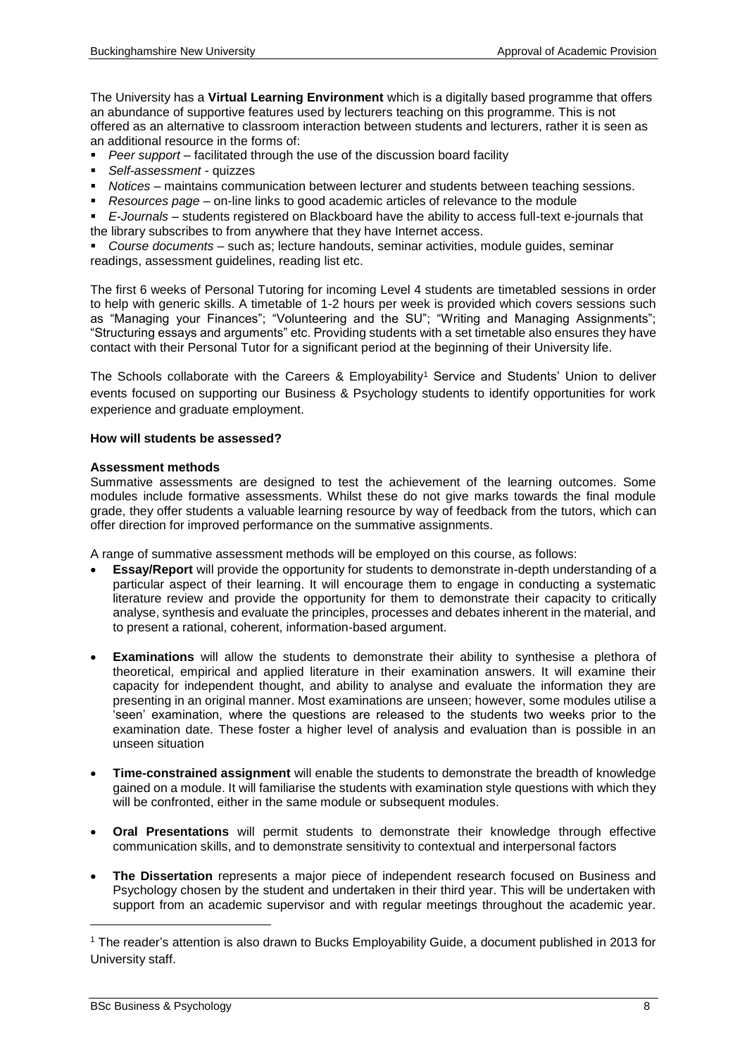The University has a **Virtual Learning Environment** which is a digitally based programme that offers an abundance of supportive features used by lecturers teaching on this programme. This is not offered as an alternative to classroom interaction between students and lecturers, rather it is seen as an additional resource in the forms of:

- *Peer support* – facilitated through the use of the discussion board facility
- *Self-assessment* - quizzes
- *Notices* – maintains communication between lecturer and students between teaching sessions.
- *Resources page* – on-line links to good academic articles of relevance to the module
- *E-Journals* – students registered on Blackboard have the ability to access full-text e-journals that the library subscribes to from anywhere that they have Internet access.
- *Course documents* – such as; lecture handouts, seminar activities, module guides, seminar readings, assessment guidelines, reading list etc.

The first 6 weeks of Personal Tutoring for incoming Level 4 students are timetabled sessions in order to help with generic skills. A timetable of 1-2 hours per week is provided which covers sessions such as "Managing your Finances"; "Volunteering and the SU"; "Writing and Managing Assignments"; "Structuring essays and arguments" etc. Providing students with a set timetable also ensures they have contact with their Personal Tutor for a significant period at the beginning of their University life.

The Schools collaborate with the Careers & Employability[1] Service and Students' Union to deliver events focused on supporting our Business & Psychology students to identify opportunities for work experience and graduate employment.

**How will students be assessed?**

**Assessment methods**

Summative assessments are designed to test the achievement of the learning outcomes. Some modules include formative assessments. Whilst these do not give marks towards the final module grade, they offer students a valuable learning resource by way of feedback from the tutors, which can offer direction for improved performance on the summative assignments.

A range of summative assessment methods will be employed on this course, as follows:

- **Essay/Report** will provide the opportunity for students to demonstrate in-depth understanding of a particular aspect of their learning. It will encourage them to engage in conducting a systematic literature review and provide the opportunity for them to demonstrate their capacity to critically analyse, synthesis and evaluate the principles, processes and debates inherent in the material, and to present a rational, coherent, information-based argument.

- **Examinations** will allow the students to demonstrate their ability to synthesise a plethora of theoretical, empirical and applied literature in their examination answers. It will examine their capacity for independent thought, and ability to analyse and evaluate the information they are presenting in an original manner. Most examinations are unseen; however, some modules utilise a 'seen' examination, where the questions are released to the students two weeks prior to the examination date. These foster a higher level of analysis and evaluation than is possible in an unseen situation

- **Time-constrained assignment** will enable the students to demonstrate the breadth of knowledge gained on a module. It will familiarise the students with examination style questions with which they will be confronted, either in the same module or subsequent modules.

- **Oral Presentations** will permit students to demonstrate their knowledge through effective communication skills, and to demonstrate sensitivity to contextual and interpersonal factors

- **The Dissertation** represents a major piece of independent research focused on Business and Psychology chosen by the student and undertaken in their third year. This will be undertaken with support from an academic supervisor and with regular meetings throughout the academic year.

[1] The reader's attention is also drawn to Bucks Employability Guide, a document published in 2013 for University staff.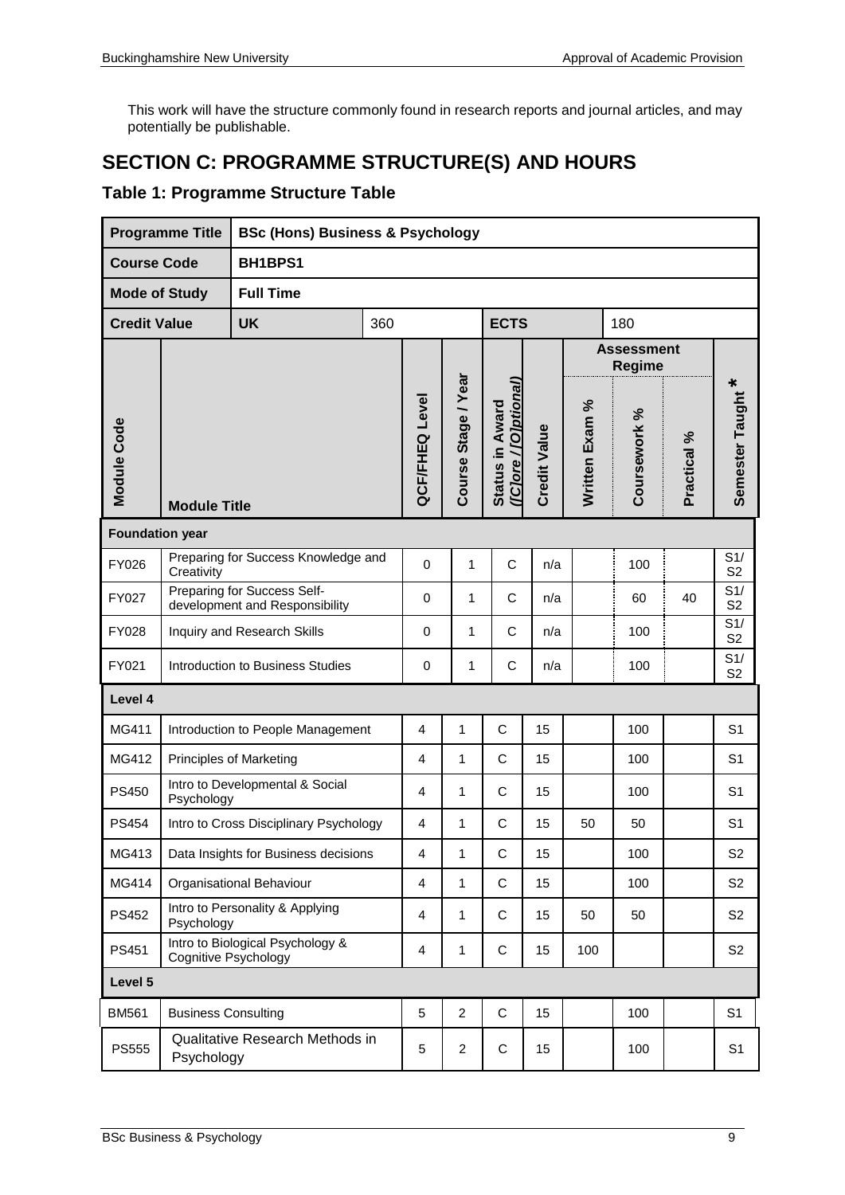This work will have the structure commonly found in research reports and journal articles, and may potentially be publishable.

## SECTION C: PROGRAMME STRUCTURE(S) AND HOURS

### Table 1: Programme Structure Table

| **Programme Title** | **BSc (Hons) Business & Psychology** | | | | | | | | |
|---|---|---|---|---|---|---|---|---|---|
| **Course Code** | **BH1BPS1** | | | | | | | | |
| **Mode of Study** | **Full Time** | | | | | | | | |
| **Credit Value** | **UK** 360 | | | **ECTS** 180 | | | | | |
| | | | | | | **Assessment Regime** | | | |
| **Module Code** | **Module Title** | **QCF/FHEQ Level** | **Course Stage / Year** | **Status in Award ([C]ore / [O]ptional)** | **Credit Value** | **Written Exam %** | **Coursework %** | **Practical %** | **Semester Taught \*** |
| **Foundation year** | | | | | | | | | |
| FY026 | Preparing for Success Knowledge and Creativity | 0 | 1 | C | n/a | | 100 | | S1/ S2 |
| FY027 | Preparing for Success Self-development and Responsibility | 0 | 1 | C | n/a | | 60 | 40 | S1/ S2 |
| FY028 | Inquiry and Research Skills | 0 | 1 | C | n/a | | 100 | | S1/ S2 |
| FY021 | Introduction to Business Studies | 0 | 1 | C | n/a | | 100 | | S1/ S2 |
| **Level 4** | | | | | | | | | |
| MG411 | Introduction to People Management | 4 | 1 | C | 15 | | 100 | | S1 |
| MG412 | Principles of Marketing | 4 | 1 | C | 15 | | 100 | | S1 |
| PS450 | Intro to Developmental & Social Psychology | 4 | 1 | C | 15 | | 100 | | S1 |
| PS454 | Intro to Cross Disciplinary Psychology | 4 | 1 | C | 15 | 50 | 50 | | S1 |
| MG413 | Data Insights for Business decisions | 4 | 1 | C | 15 | | 100 | | S2 |
| MG414 | Organisational Behaviour | 4 | 1 | C | 15 | | 100 | | S2 |
| PS452 | Intro to Personality & Applying Psychology | 4 | 1 | C | 15 | 50 | 50 | | S2 |
| PS451 | Intro to Biological Psychology & Cognitive Psychology | 4 | 1 | C | 15 | 100 | | | S2 |
| **Level 5** | | | | | | | | | |
| BM561 | Business Consulting | 5 | 2 | C | 15 | | 100 | | S1 |
| PS555 | Qualitative Research Methods in Psychology | 5 | 2 | C | 15 | | 100 | | S1 |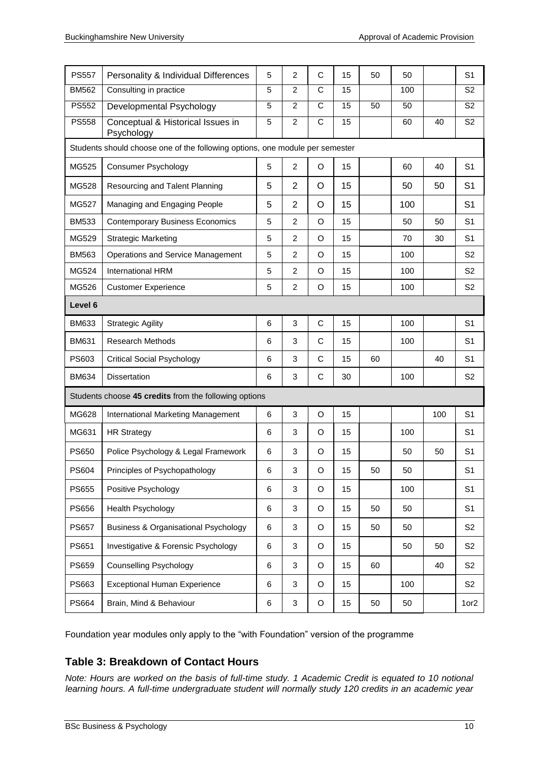| | | | | | | | | | |
|---|---|---|---|---|---|---|---|---|---|
| PS557 | Personality & Individual Differences | 5 | 2 | C | 15 | 50 | 50 | | S1 |
| BM562 | Consulting in practice | 5 | 2 | C | 15 | | 100 | | S2 |
| PS552 | Developmental Psychology | 5 | 2 | C | 15 | 50 | 50 | | S2 |
| PS558 | Conceptual & Historical Issues in Psychology | 5 | 2 | C | 15 | | 60 | 40 | S2 |
| Students should choose one of the following options, one module per semester | | | | | | | | | |
| MG525 | Consumer Psychology | 5 | 2 | O | 15 | | 60 | 40 | S1 |
| MG528 | Resourcing and Talent Planning | 5 | 2 | O | 15 | | 50 | 50 | S1 |
| MG527 | Managing and Engaging People | 5 | 2 | O | 15 | | 100 | | S1 |
| BM533 | Contemporary Business Economics | 5 | 2 | O | 15 | | 50 | 50 | S1 |
| MG529 | Strategic Marketing | 5 | 2 | O | 15 | | 70 | 30 | S1 |
| BM563 | Operations and Service Management | 5 | 2 | O | 15 | | 100 | | S2 |
| MG524 | International HRM | 5 | 2 | O | 15 | | 100 | | S2 |
| MG526 | Customer Experience | 5 | 2 | O | 15 | | 100 | | S2 |
| **Level 6** | | | | | | | | | |
| BM633 | Strategic Agility | 6 | 3 | C | 15 | | 100 | | S1 |
| BM631 | Research Methods | 6 | 3 | C | 15 | | 100 | | S1 |
| PS603 | Critical Social Psychology | 6 | 3 | C | 15 | 60 | | 40 | S1 |
| BM634 | Dissertation | 6 | 3 | C | 30 | | 100 | | S2 |
| Students choose **45 credits** from the following options | | | | | | | | | |
| MG628 | International Marketing Management | 6 | 3 | O | 15 | | | 100 | S1 |
| MG631 | HR Strategy | 6 | 3 | O | 15 | | 100 | | S1 |
| PS650 | Police Psychology & Legal Framework | 6 | 3 | O | 15 | | 50 | 50 | S1 |
| PS604 | Principles of Psychopathology | 6 | 3 | O | 15 | 50 | 50 | | S1 |
| PS655 | Positive Psychology | 6 | 3 | O | 15 | | 100 | | S1 |
| PS656 | Health Psychology | 6 | 3 | O | 15 | 50 | 50 | | S1 |
| PS657 | Business & Organisational Psychology | 6 | 3 | O | 15 | 50 | 50 | | S2 |
| PS651 | Investigative & Forensic Psychology | 6 | 3 | O | 15 | | 50 | 50 | S2 |
| PS659 | Counselling Psychology | 6 | 3 | O | 15 | 60 | | 40 | S2 |
| PS663 | Exceptional Human Experience | 6 | 3 | O | 15 | | 100 | | S2 |
| PS664 | Brain, Mind & Behaviour | 6 | 3 | O | 15 | 50 | 50 | | 1or2 |

Foundation year modules only apply to the "with Foundation" version of the programme

## Table 3: Breakdown of Contact Hours

*Note: Hours are worked on the basis of full-time study. 1 Academic Credit is equated to 10 notional learning hours. A full-time undergraduate student will normally study 120 credits in an academic year*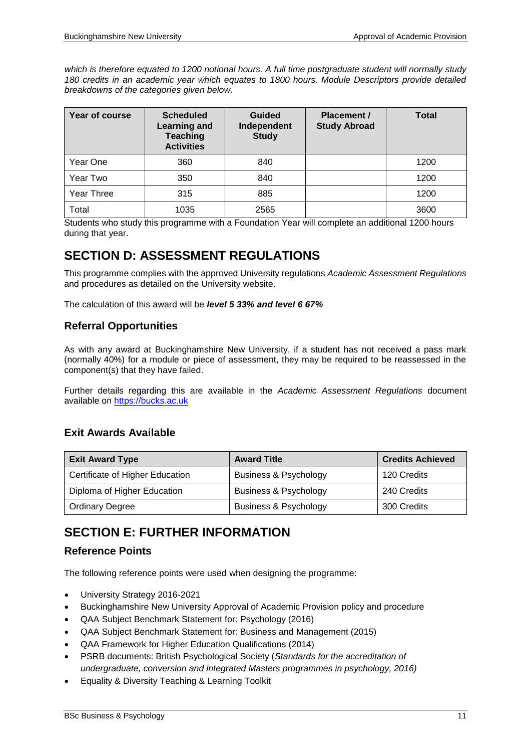*which is therefore equated to 1200 notional hours. A full time postgraduate student will normally study 180 credits in an academic year which equates to 1800 hours. Module Descriptors provide detailed breakdowns of the categories given below.*

| Year of course | Scheduled Learning and Teaching Activities | Guided Independent Study | Placement / Study Abroad | Total |
|---|---|---|---|---|
| Year One | 360 | 840 | | 1200 |
| Year Two | 350 | 840 | | 1200 |
| Year Three | 315 | 885 | | 1200 |
| Total | 1035 | 2565 | | 3600 |

Students who study this programme with a Foundation Year will complete an additional 1200 hours during that year.

# SECTION D: ASSESSMENT REGULATIONS

This programme complies with the approved University regulations *Academic Assessment Regulations* and procedures as detailed on the University website.

The calculation of this award will be ***level 5 33% and level 6 67%***

## Referral Opportunities

As with any award at Buckinghamshire New University, if a student has not received a pass mark (normally 40%) for a module or piece of assessment, they may be required to be reassessed in the component(s) that they have failed.

Further details regarding this are available in the *Academic Assessment Regulations* document available on [https://bucks.ac.uk](https://bucks.ac.uk)

## Exit Awards Available

| Exit Award Type | Award Title | Credits Achieved |
|---|---|---|
| Certificate of Higher Education | Business & Psychology | 120 Credits |
| Diploma of Higher Education | Business & Psychology | 240 Credits |
| Ordinary Degree | Business & Psychology | 300 Credits |

# SECTION E: FURTHER INFORMATION

## Reference Points

The following reference points were used when designing the programme:

- University Strategy 2016-2021
- Buckinghamshire New University Approval of Academic Provision policy and procedure
- QAA Subject Benchmark Statement for: Psychology (2016)
- QAA Subject Benchmark Statement for: Business and Management (2015)
- QAA Framework for Higher Education Qualifications (2014)
- PSRB documents: British Psychological Society (*Standards for the accreditation of undergraduate, conversion and integrated Masters programmes in psychology, 2016)*
- Equality & Diversity Teaching & Learning Toolkit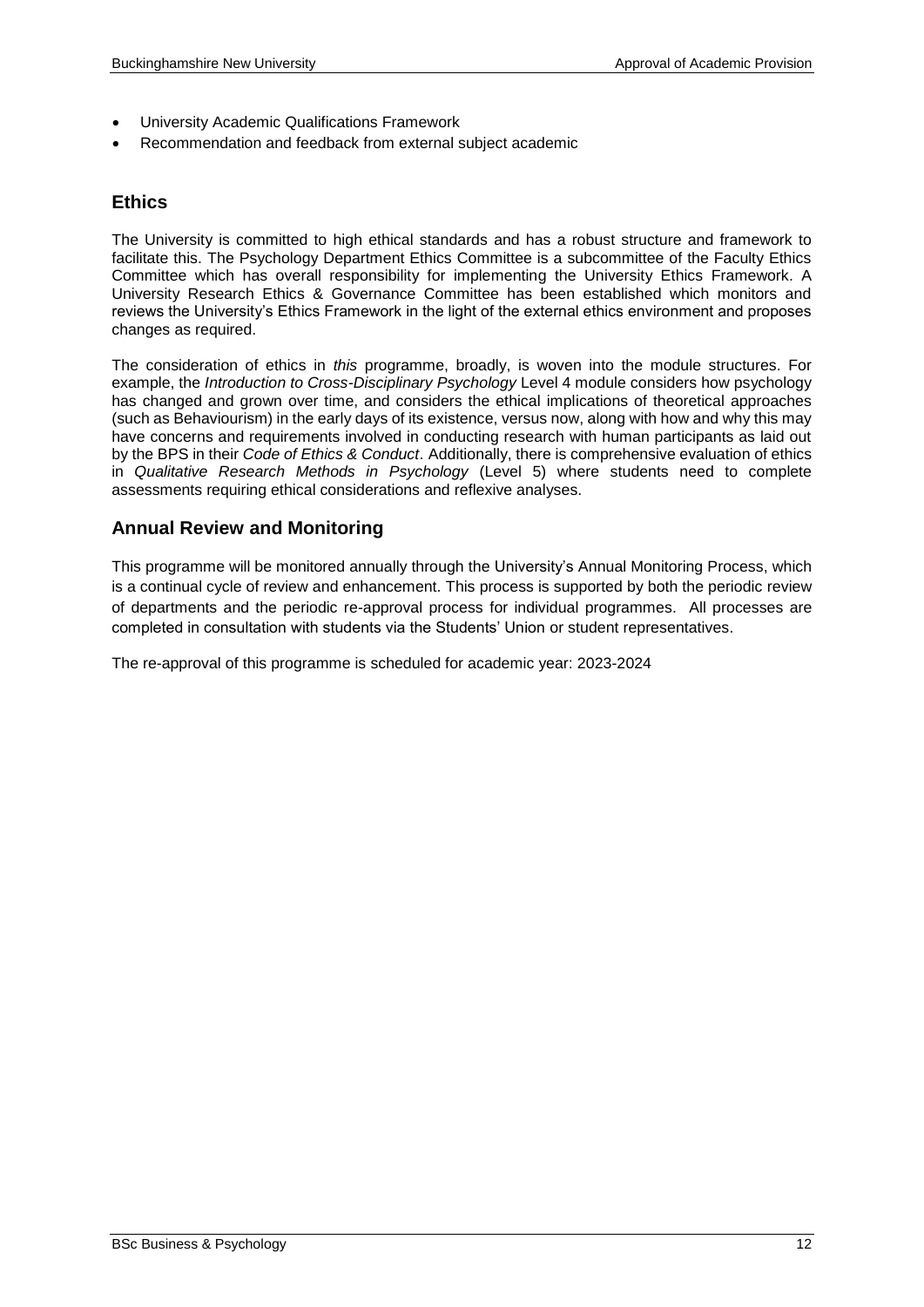- University Academic Qualifications Framework
- Recommendation and feedback from external subject academic

## Ethics

The University is committed to high ethical standards and has a robust structure and framework to facilitate this. The Psychology Department Ethics Committee is a subcommittee of the Faculty Ethics Committee which has overall responsibility for implementing the University Ethics Framework. A University Research Ethics & Governance Committee has been established which monitors and reviews the University's Ethics Framework in the light of the external ethics environment and proposes changes as required.

The consideration of ethics in *this* programme, broadly, is woven into the module structures. For example, the *Introduction to Cross-Disciplinary Psychology* Level 4 module considers how psychology has changed and grown over time, and considers the ethical implications of theoretical approaches (such as Behaviourism) in the early days of its existence, versus now, along with how and why this may have concerns and requirements involved in conducting research with human participants as laid out by the BPS in their *Code of Ethics & Conduct*. Additionally, there is comprehensive evaluation of ethics in *Qualitative Research Methods in Psychology* (Level 5) where students need to complete assessments requiring ethical considerations and reflexive analyses.

## Annual Review and Monitoring

This programme will be monitored annually through the University's Annual Monitoring Process, which is a continual cycle of review and enhancement. This process is supported by both the periodic review of departments and the periodic re-approval process for individual programmes. All processes are completed in consultation with students via the Students' Union or student representatives.

The re-approval of this programme is scheduled for academic year: 2023-2024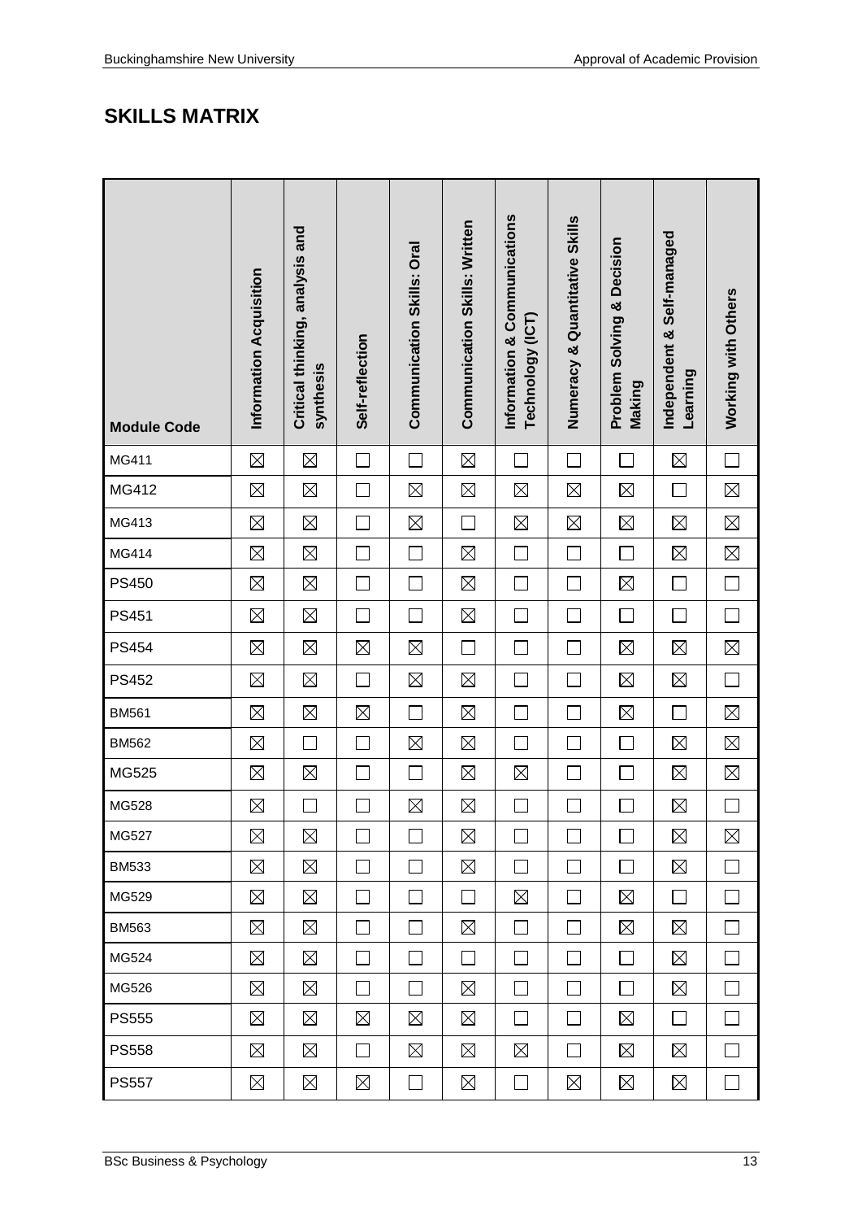## SKILLS MATRIX

| Module Code | Information Acquisition | Critical thinking, analysis and synthesis | Self-reflection | Communication Skills: Oral | Communication Skills: Written | Information & Communications Technology (ICT) | Numeracy & Quantitative Skills | Problem Solving & Decision Making | Independent & Self-managed Learning | Working with Others |
|---|---|---|---|---|---|---|---|---|---|---|
| MG411 | ☒ | ☒ | ☐ | ☐ | ☒ | ☐ | ☐ | ☐ | ☒ | ☐ |
| MG412 | ☒ | ☒ | ☐ | ☒ | ☒ | ☒ | ☒ | ☒ | ☐ | ☒ |
| MG413 | ☒ | ☒ | ☐ | ☒ | ☐ | ☒ | ☒ | ☒ | ☒ | ☒ |
| MG414 | ☒ | ☒ | ☐ | ☐ | ☒ | ☐ | ☐ | ☐ | ☒ | ☒ |
| PS450 | ☒ | ☒ | ☐ | ☐ | ☒ | ☐ | ☐ | ☒ | ☐ | ☐ |
| PS451 | ☒ | ☒ | ☐ | ☐ | ☒ | ☐ | ☐ | ☐ | ☐ | ☐ |
| PS454 | ☒ | ☒ | ☒ | ☒ | ☐ | ☐ | ☐ | ☒ | ☒ | ☒ |
| PS452 | ☒ | ☒ | ☐ | ☒ | ☒ | ☐ | ☐ | ☒ | ☒ | ☐ |
| BM561 | ☒ | ☒ | ☒ | ☐ | ☒ | ☐ | ☐ | ☒ | ☐ | ☒ |
| BM562 | ☒ | ☐ | ☐ | ☒ | ☒ | ☐ | ☐ | ☐ | ☒ | ☒ |
| MG525 | ☒ | ☒ | ☐ | ☐ | ☒ | ☒ | ☐ | ☐ | ☒ | ☒ |
| MG528 | ☒ | ☐ | ☐ | ☒ | ☒ | ☐ | ☐ | ☐ | ☒ | ☐ |
| MG527 | ☒ | ☒ | ☐ | ☐ | ☒ | ☐ | ☐ | ☐ | ☒ | ☒ |
| BM533 | ☒ | ☒ | ☐ | ☐ | ☒ | ☐ | ☐ | ☐ | ☒ | ☐ |
| MG529 | ☒ | ☒ | ☐ | ☐ | ☐ | ☒ | ☐ | ☒ | ☐ | ☐ |
| BM563 | ☒ | ☒ | ☐ | ☐ | ☒ | ☐ | ☐ | ☒ | ☒ | ☐ |
| MG524 | ☒ | ☒ | ☐ | ☐ | ☐ | ☐ | ☐ | ☐ | ☒ | ☐ |
| MG526 | ☒ | ☒ | ☐ | ☐ | ☒ | ☐ | ☐ | ☐ | ☒ | ☐ |
| PS555 | ☒ | ☒ | ☒ | ☒ | ☒ | ☐ | ☐ | ☒ | ☐ | ☐ |
| PS558 | ☒ | ☒ | ☐ | ☒ | ☒ | ☒ | ☐ | ☒ | ☒ | ☐ |
| PS557 | ☒ | ☒ | ☒ | ☐ | ☒ | ☐ | ☒ | ☒ | ☒ | ☐ |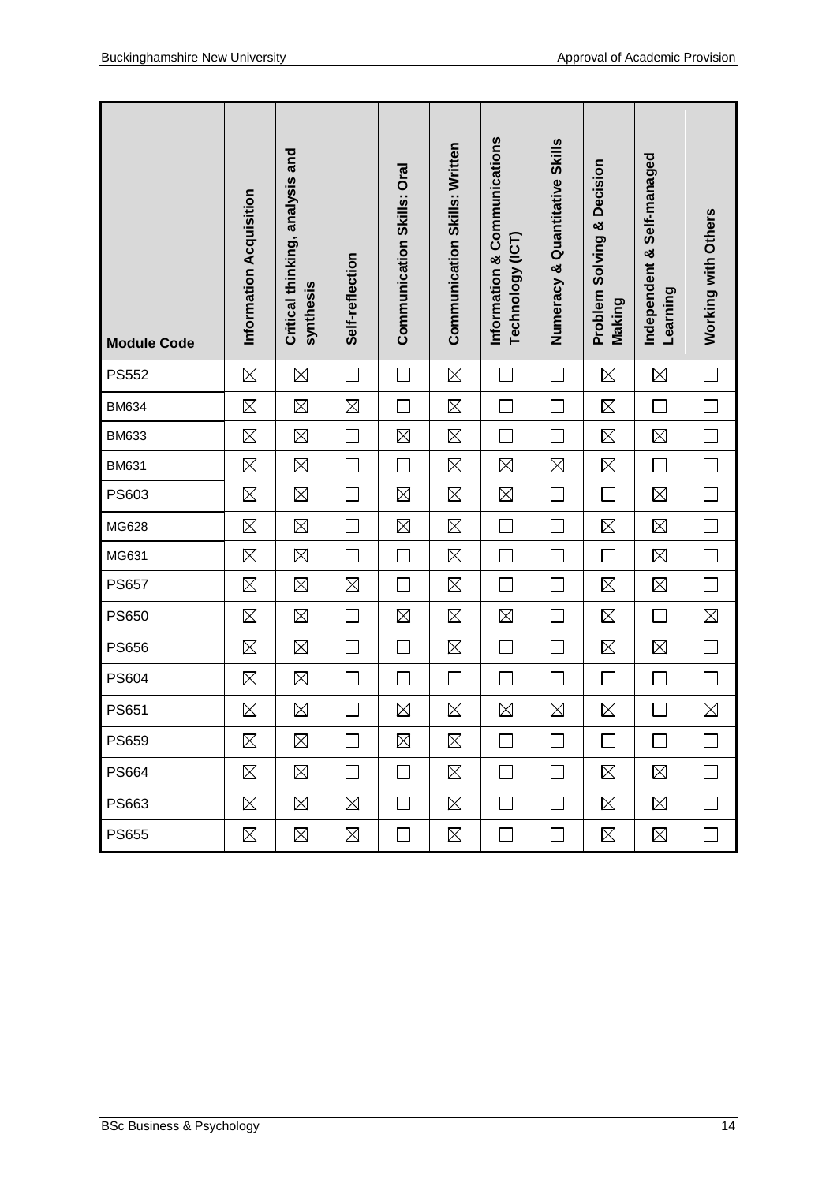| Module Code | Information Acquisition | Critical thinking, analysis and synthesis | Self-reflection | Communication Skills: Oral | Communication Skills: Written | Information & Communications Technology (ICT) | Numeracy & Quantitative Skills | Problem Solving & Decision Making | Independent & Self-managed Learning | Working with Others |
|---|---|---|---|---|---|---|---|---|---|---|
| PS552 | ☒ | ☒ | ☐ | ☐ | ☒ | ☐ | ☐ | ☒ | ☒ | ☐ |
| BM634 | ☒ | ☒ | ☒ | ☐ | ☒ | ☐ | ☐ | ☒ | ☐ | ☐ |
| BM633 | ☒ | ☒ | ☐ | ☒ | ☒ | ☐ | ☐ | ☒ | ☒ | ☐ |
| BM631 | ☒ | ☒ | ☐ | ☐ | ☒ | ☒ | ☒ | ☒ | ☐ | ☐ |
| PS603 | ☒ | ☒ | ☐ | ☒ | ☒ | ☒ | ☐ | ☐ | ☒ | ☐ |
| MG628 | ☒ | ☒ | ☐ | ☒ | ☒ | ☐ | ☐ | ☒ | ☒ | ☐ |
| MG631 | ☒ | ☒ | ☐ | ☐ | ☒ | ☐ | ☐ | ☐ | ☒ | ☐ |
| PS657 | ☒ | ☒ | ☒ | ☐ | ☒ | ☐ | ☐ | ☒ | ☒ | ☐ |
| PS650 | ☒ | ☒ | ☐ | ☒ | ☒ | ☒ | ☐ | ☒ | ☐ | ☒ |
| PS656 | ☒ | ☒ | ☐ | ☐ | ☒ | ☐ | ☐ | ☒ | ☒ | ☐ |
| PS604 | ☒ | ☒ | ☐ | ☐ | ☐ | ☐ | ☐ | ☐ | ☐ | ☐ |
| PS651 | ☒ | ☒ | ☐ | ☒ | ☒ | ☒ | ☒ | ☒ | ☐ | ☒ |
| PS659 | ☒ | ☒ | ☐ | ☒ | ☒ | ☐ | ☐ | ☐ | ☐ | ☐ |
| PS664 | ☒ | ☒ | ☐ | ☐ | ☒ | ☐ | ☐ | ☒ | ☒ | ☐ |
| PS663 | ☒ | ☒ | ☒ | ☐ | ☒ | ☐ | ☐ | ☒ | ☒ | ☐ |
| PS655 | ☒ | ☒ | ☒ | ☐ | ☒ | ☐ | ☐ | ☒ | ☒ | ☐ |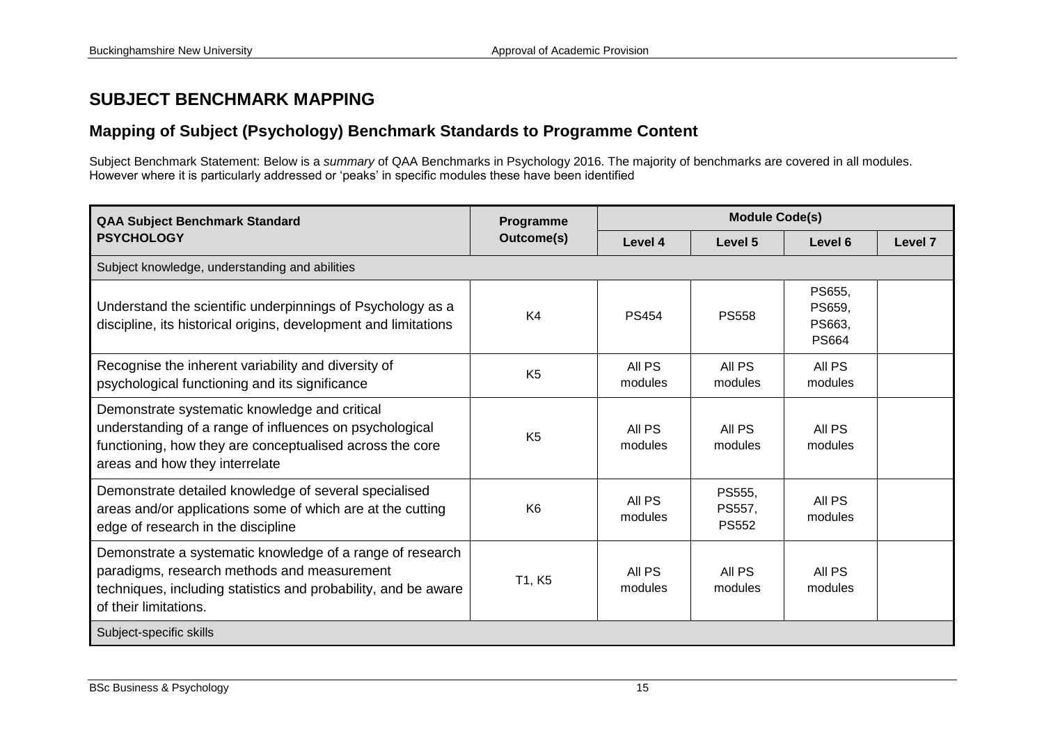## SUBJECT BENCHMARK MAPPING

### Mapping of Subject (Psychology) Benchmark Standards to Programme Content

Subject Benchmark Statement: Below is a *summary* of QAA Benchmarks in Psychology 2016. The majority of benchmarks are covered in all modules. However where it is particularly addressed or 'peaks' in specific modules these have been identified

| QAA Subject Benchmark Standard **PSYCHOLOGY** | Programme Outcome(s) | Module Code(s) | | | |
|---|---|---|---|---|---|
| | | **Level 4** | **Level 5** | **Level 6** | **Level 7** |
| Subject knowledge, understanding and abilities | | | | | |
| Understand the scientific underpinnings of Psychology as a discipline, its historical origins, development and limitations | K4 | PS454 | PS558 | PS655, PS659, PS663, PS664 | |
| Recognise the inherent variability and diversity of psychological functioning and its significance | K5 | All PS modules | All PS modules | All PS modules | |
| Demonstrate systematic knowledge and critical understanding of a range of influences on psychological functioning, how they are conceptualised across the core areas and how they interrelate | K5 | All PS modules | All PS modules | All PS modules | |
| Demonstrate detailed knowledge of several specialised areas and/or applications some of which are at the cutting edge of research in the discipline | K6 | All PS modules | PS555, PS557, PS552 | All PS modules | |
| Demonstrate a systematic knowledge of a range of research paradigms, research methods and measurement techniques, including statistics and probability, and be aware of their limitations. | T1, K5 | All PS modules | All PS modules | All PS modules | |
| Subject-specific skills | | | | | |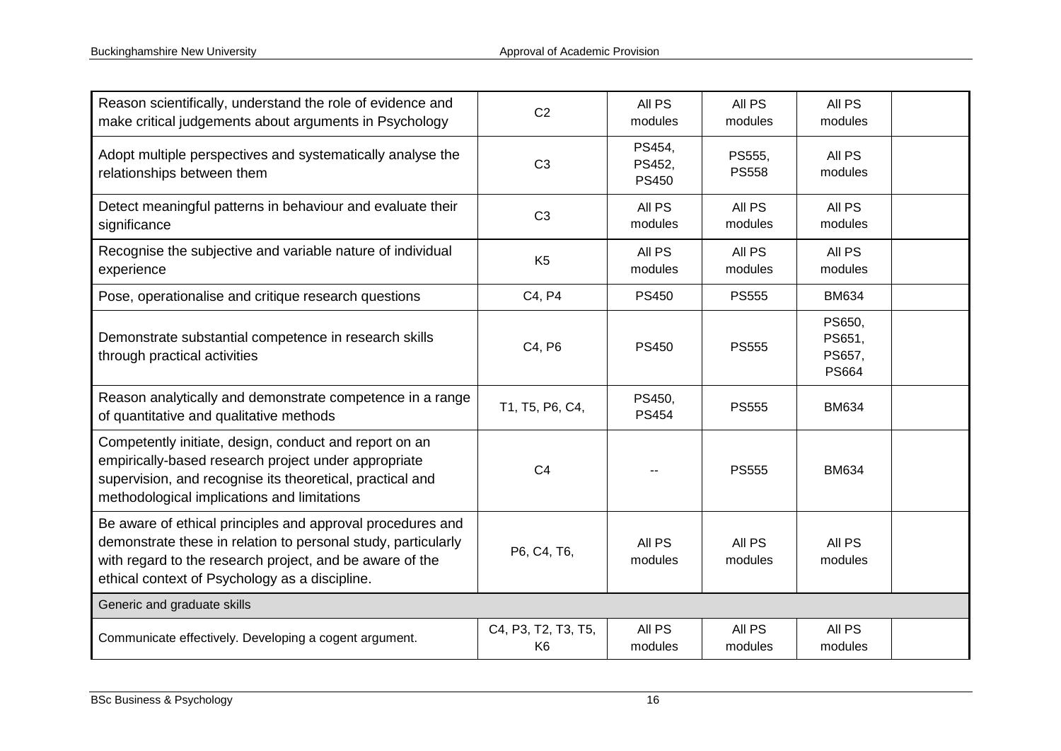| | | | | | |
|---|---|---|---|---|---|
| Reason scientifically, understand the role of evidence and make critical judgements about arguments in Psychology | C2 | All PS modules | All PS modules | All PS modules | |
| Adopt multiple perspectives and systematically analyse the relationships between them | C3 | PS454, PS452, PS450 | PS555, PS558 | All PS modules | |
| Detect meaningful patterns in behaviour and evaluate their significance | C3 | All PS modules | All PS modules | All PS modules | |
| Recognise the subjective and variable nature of individual experience | K5 | All PS modules | All PS modules | All PS modules | |
| Pose, operationalise and critique research questions | C4, P4 | PS450 | PS555 | BM634 | |
| Demonstrate substantial competence in research skills through practical activities | C4, P6 | PS450 | PS555 | PS650, PS651, PS657, PS664 | |
| Reason analytically and demonstrate competence in a range of quantitative and qualitative methods | T1, T5, P6, C4, | PS450, PS454 | PS555 | BM634 | |
| Competently initiate, design, conduct and report on an empirically-based research project under appropriate supervision, and recognise its theoretical, practical and methodological implications and limitations | C4 | -- | PS555 | BM634 | |
| Be aware of ethical principles and approval procedures and demonstrate these in relation to personal study, particularly with regard to the research project, and be aware of the ethical context of Psychology as a discipline. | P6, C4, T6, | All PS modules | All PS modules | All PS modules | |
| Generic and graduate skills | | | | | |
| Communicate effectively. Developing a cogent argument. | C4, P3, T2, T3, T5, K6 | All PS modules | All PS modules | All PS modules | |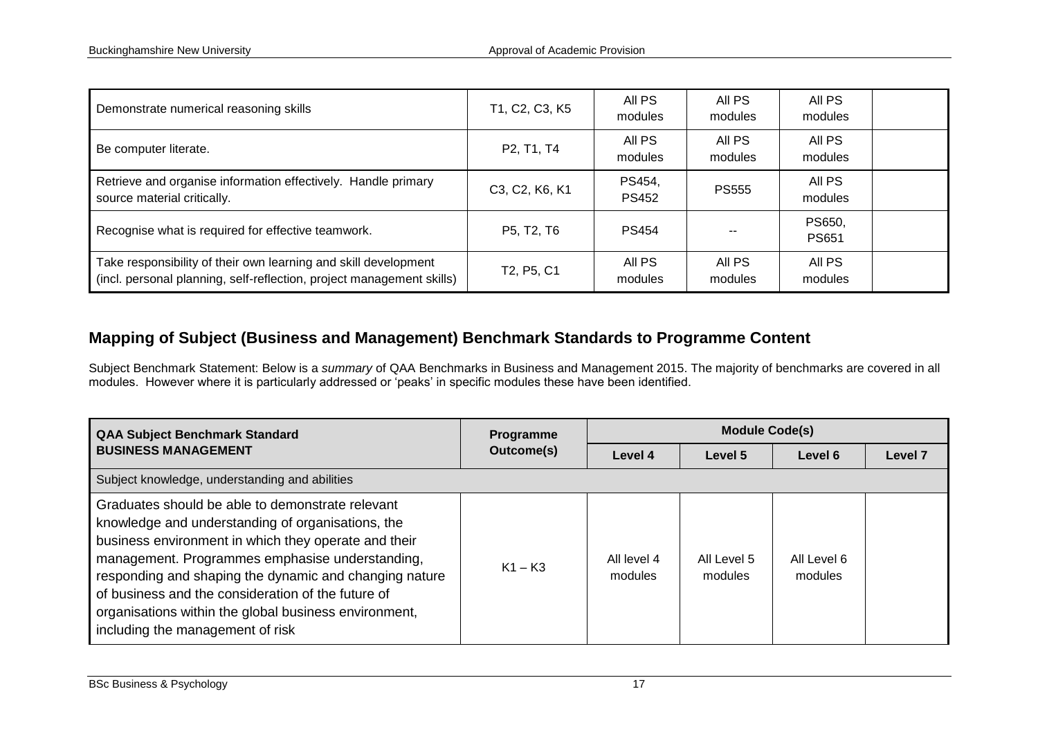| | | | | | |
|---|---|---|---|---|---|
| Demonstrate numerical reasoning skills | T1, C2, C3, K5 | All PS modules | All PS modules | All PS modules | |
| Be computer literate. | P2, T1, T4 | All PS modules | All PS modules | All PS modules | |
| Retrieve and organise information effectively. Handle primary source material critically. | C3, C2, K6, K1 | PS454, PS452 | PS555 | All PS modules | |
| Recognise what is required for effective teamwork. | P5, T2, T6 | PS454 | -- | PS650, PS651 | |
| Take responsibility of their own learning and skill development (incl. personal planning, self-reflection, project management skills) | T2, P5, C1 | All PS modules | All PS modules | All PS modules | |

## Mapping of Subject (Business and Management) Benchmark Standards to Programme Content

Subject Benchmark Statement: Below is a *summary* of QAA Benchmarks in Business and Management 2015. The majority of benchmarks are covered in all modules. However where it is particularly addressed or 'peaks' in specific modules these have been identified.

| QAA Subject Benchmark Standard BUSINESS MANAGEMENT | Programme Outcome(s) | Module Code(s) | | | |
|---|---|---|---|---|---|
| | | Level 4 | Level 5 | Level 6 | Level 7 |
| Subject knowledge, understanding and abilities | | | | | |
| Graduates should be able to demonstrate relevant knowledge and understanding of organisations, the business environment in which they operate and their management. Programmes emphasise understanding, responding and shaping the dynamic and changing nature of business and the consideration of the future of organisations within the global business environment, including the management of risk | K1 – K3 | All level 4 modules | All Level 5 modules | All Level 6 modules | |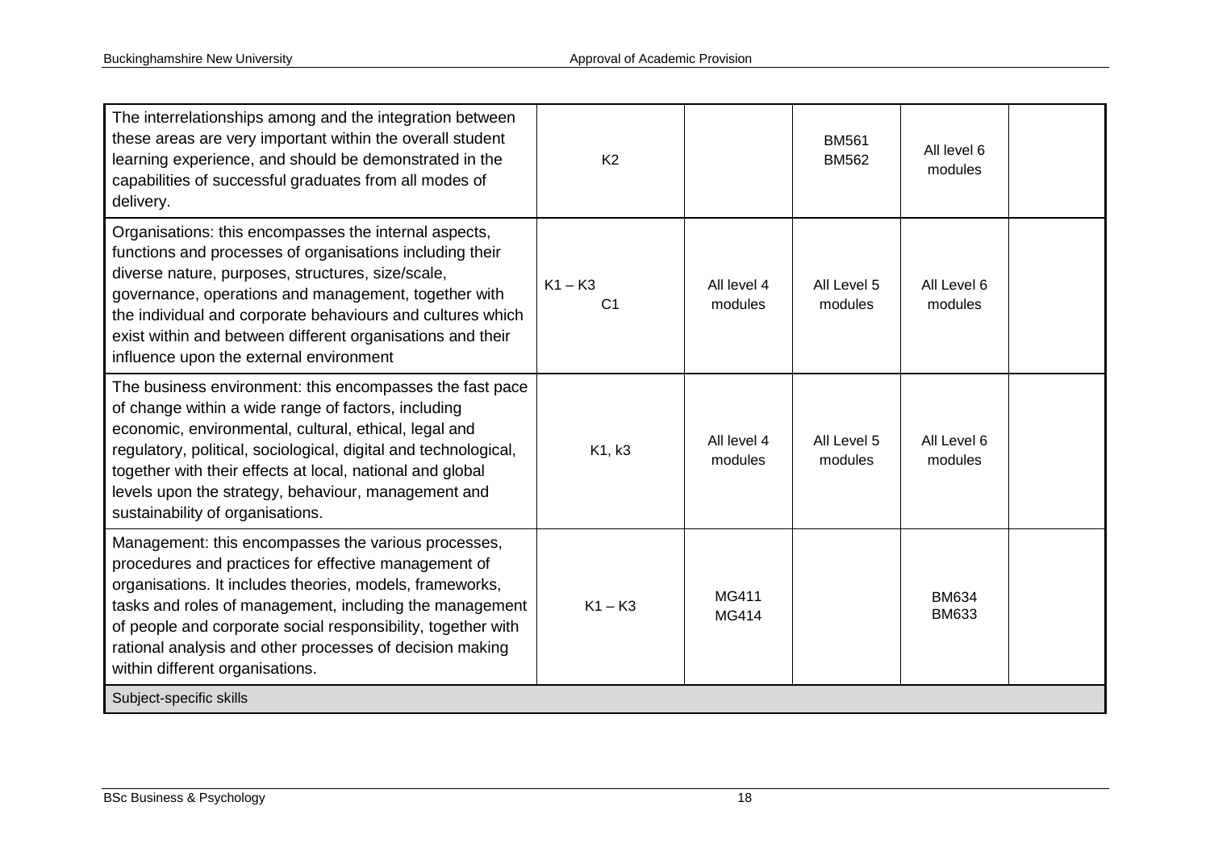| | | | | | |
|---|---|---|---|---|---|
| The interrelationships among and the integration between these areas are very important within the overall student learning experience, and should be demonstrated in the capabilities of successful graduates from all modes of delivery. | K2 | | BM561<br>BM562 | All level 6 modules | |
| Organisations: this encompasses the internal aspects, functions and processes of organisations including their diverse nature, purposes, structures, size/scale, governance, operations and management, together with the individual and corporate behaviours and cultures which exist within and between different organisations and their influence upon the external environment | K1 – K3<br>C1 | All level 4 modules | All Level 5 modules | All Level 6 modules | |
| The business environment: this encompasses the fast pace of change within a wide range of factors, including economic, environmental, cultural, ethical, legal and regulatory, political, sociological, digital and technological, together with their effects at local, national and global levels upon the strategy, behaviour, management and sustainability of organisations. | K1, k3 | All level 4 modules | All Level 5 modules | All Level 6 modules | |
| Management: this encompasses the various processes, procedures and practices for effective management of organisations. It includes theories, models, frameworks, tasks and roles of management, including the management of people and corporate social responsibility, together with rational analysis and other processes of decision making within different organisations. | K1 – K3 | MG411<br>MG414 | | BM634<br>BM633 | |
| Subject-specific skills | | | | | |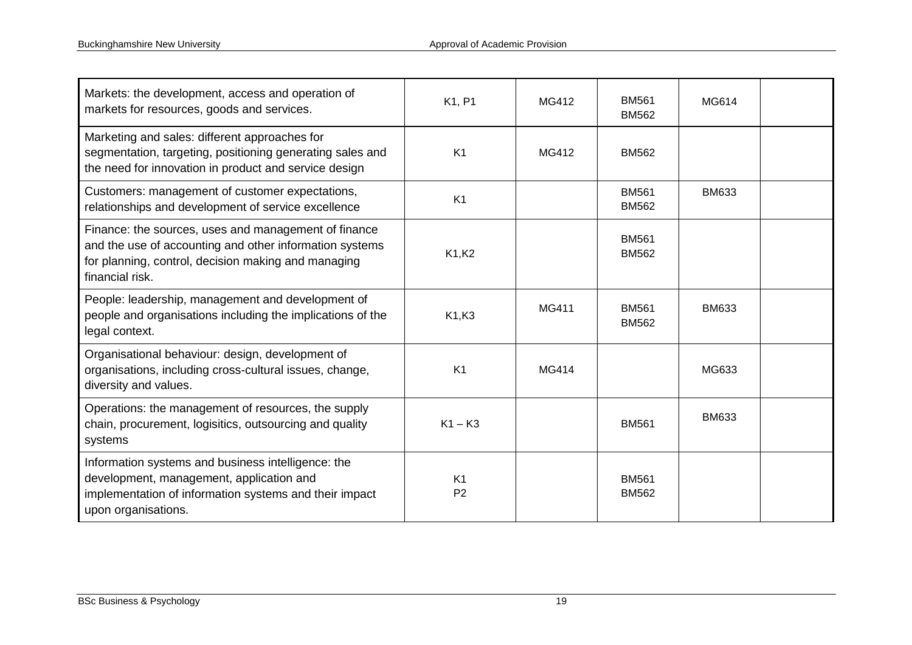| | | | | | |
|---|---|---|---|---|---|
| Markets: the development, access and operation of markets for resources, goods and services. | K1, P1 | MG412 | BM561<br>BM562 | MG614 | |
| Marketing and sales: different approaches for segmentation, targeting, positioning generating sales and the need for innovation in product and service design | K1 | MG412 | BM562 | | |
| Customers: management of customer expectations, relationships and development of service excellence | K1 | | BM561<br>BM562 | BM633 | |
| Finance: the sources, uses and management of finance and the use of accounting and other information systems for planning, control, decision making and managing financial risk. | K1,K2 | | BM561<br>BM562 | | |
| People: leadership, management and development of people and organisations including the implications of the legal context. | K1,K3 | MG411 | BM561<br>BM562 | BM633 | |
| Organisational behaviour: design, development of organisations, including cross-cultural issues, change, diversity and values. | K1 | MG414 | | MG633 | |
| Operations: the management of resources, the supply chain, procurement, logisitics, outsourcing and quality systems | K1 – K3 | | BM561 | BM633 | |
| Information systems and business intelligence: the development, management, application and implementation of information systems and their impact upon organisations. | K1<br>P2 | | BM561<br>BM562 | | |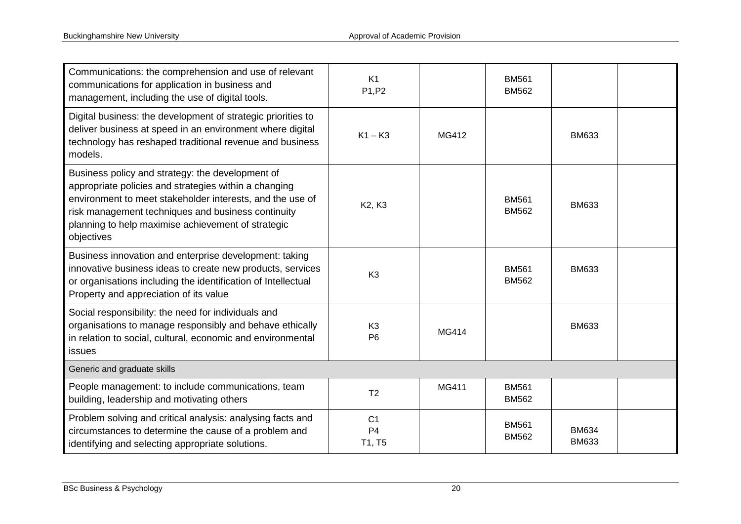| | | | | | |
|---|---|---|---|---|---|
| Communications: the comprehension and use of relevant communications for application in business and management, including the use of digital tools. | K1<br>P1,P2 | | BM561<br>BM562 | | |
| Digital business: the development of strategic priorities to deliver business at speed in an environment where digital technology has reshaped traditional revenue and business models. | K1 – K3 | MG412 | | BM633 | |
| Business policy and strategy: the development of appropriate policies and strategies within a changing environment to meet stakeholder interests, and the use of risk management techniques and business continuity planning to help maximise achievement of strategic objectives | K2, K3 | | BM561<br>BM562 | BM633 | |
| Business innovation and enterprise development: taking innovative business ideas to create new products, services or organisations including the identification of Intellectual Property and appreciation of its value | K3 | | BM561<br>BM562 | BM633 | |
| Social responsibility: the need for individuals and organisations to manage responsibly and behave ethically in relation to social, cultural, economic and environmental issues | K3<br>P6 | MG414 | | BM633 | |
| Generic and graduate skills | | | | | |
| People management: to include communications, team building, leadership and motivating others | T2 | MG411 | BM561<br>BM562 | | |
| Problem solving and critical analysis: analysing facts and circumstances to determine the cause of a problem and identifying and selecting appropriate solutions. | C1<br>P4<br>T1, T5 | | BM561<br>BM562 | BM634<br>BM633 | |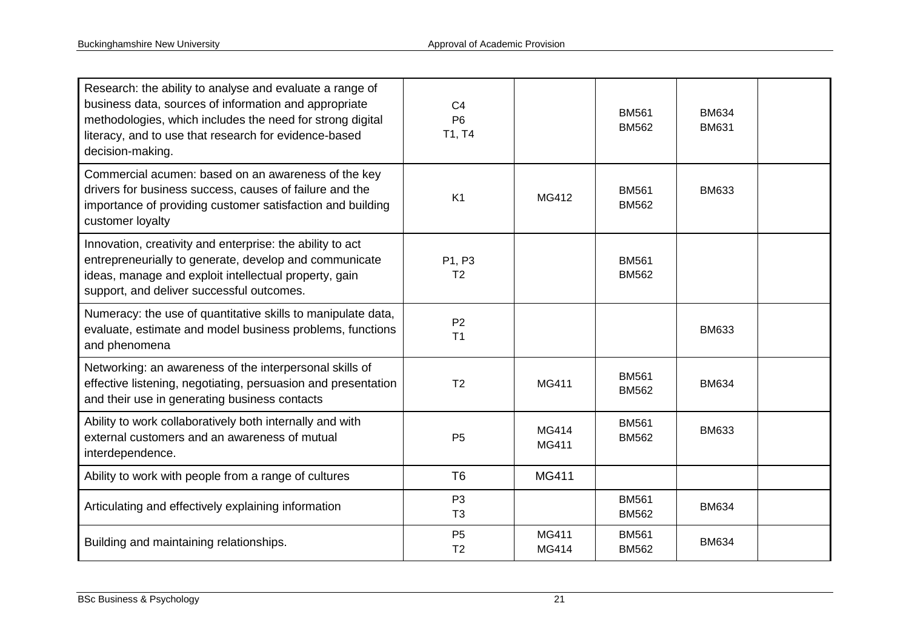| | | | | | |
|---|---|---|---|---|---|
| Research: the ability to analyse and evaluate a range of business data, sources of information and appropriate methodologies, which includes the need for strong digital literacy, and to use that research for evidence-based decision-making. | C4<br>P6<br>T1, T4 | | BM561<br>BM562 | BM634<br>BM631 | |
| Commercial acumen: based on an awareness of the key drivers for business success, causes of failure and the importance of providing customer satisfaction and building customer loyalty | K1 | MG412 | BM561<br>BM562 | BM633 | |
| Innovation, creativity and enterprise: the ability to act entrepreneurially to generate, develop and communicate ideas, manage and exploit intellectual property, gain support, and deliver successful outcomes. | P1, P3<br>T2 | | BM561<br>BM562 | | |
| Numeracy: the use of quantitative skills to manipulate data, evaluate, estimate and model business problems, functions and phenomena | P2<br>T1 | | | BM633 | |
| Networking: an awareness of the interpersonal skills of effective listening, negotiating, persuasion and presentation and their use in generating business contacts | T2 | MG411 | BM561<br>BM562 | BM634 | |
| Ability to work collaboratively both internally and with external customers and an awareness of mutual interdependence. | P5 | MG414<br>MG411 | BM561<br>BM562 | BM633 | |
| Ability to work with people from a range of cultures | T6 | MG411 | | | |
| Articulating and effectively explaining information | P3<br>T3 | | BM561<br>BM562 | BM634 | |
| Building and maintaining relationships. | P5<br>T2 | MG411<br>MG414 | BM561<br>BM562 | BM634 | |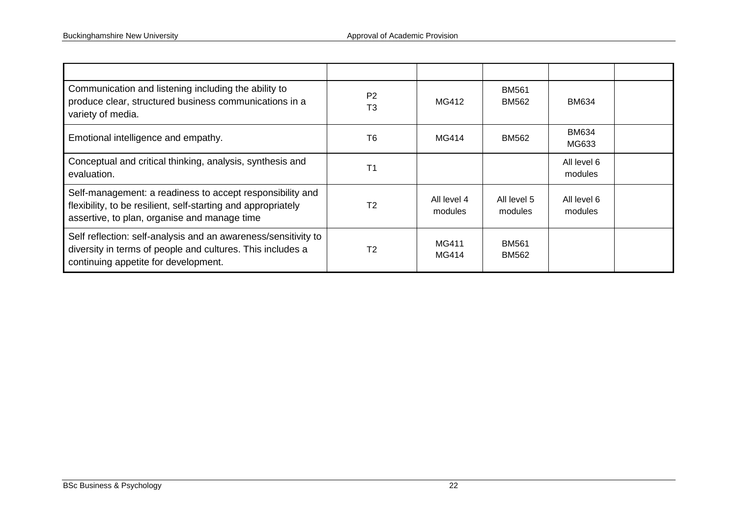| | | | | | |
|---|---|---|---|---|---|
| Communication and listening including the ability to produce clear, structured business communications in a variety of media. | P2<br>T3 | MG412 | BM561<br>BM562 | BM634 | |
| Emotional intelligence and empathy. | T6 | MG414 | BM562 | BM634<br>MG633 | |
| Conceptual and critical thinking, analysis, synthesis and evaluation. | T1 | | | All level 6 modules | |
| Self-management: a readiness to accept responsibility and flexibility, to be resilient, self-starting and appropriately assertive, to plan, organise and manage time | T2 | All level 4 modules | All level 5 modules | All level 6 modules | |
| Self reflection: self-analysis and an awareness/sensitivity to diversity in terms of people and cultures. This includes a continuing appetite for development. | T2 | MG411<br>MG414 | BM561<br>BM562 | | |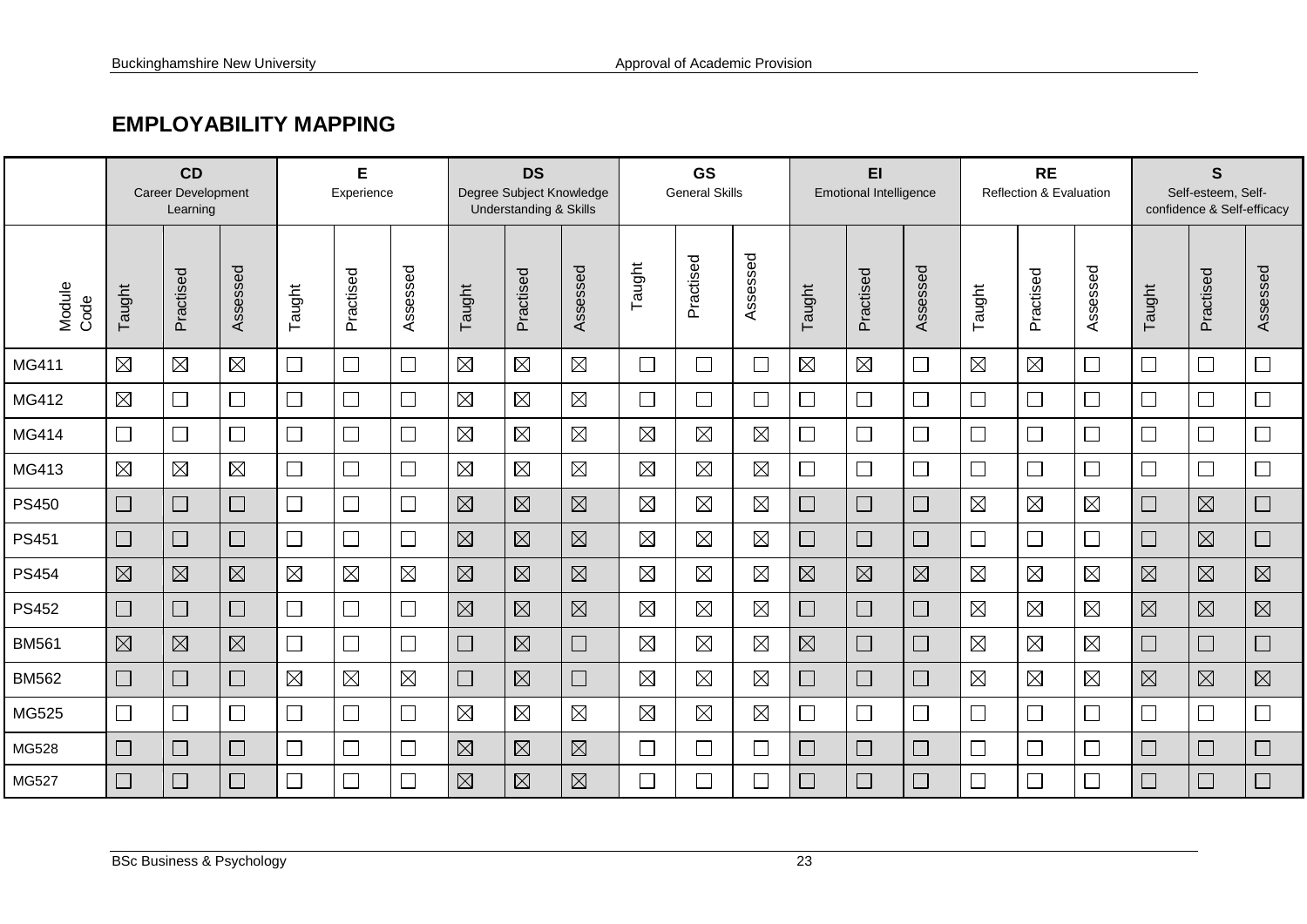## EMPLOYABILITY MAPPING

| Module Code | CD Career Development Learning | | | E Experience | | | DS Degree Subject Knowledge Understanding & Skills | | | GS General Skills | | | EI Emotional Intelligence | | | RE Reflection & Evaluation | | | S Self-esteem, Self-confidence & Self-efficacy | | |
|---|---|---|---|---|---|---|---|---|---|---|---|---|---|---|---|---|---|---|---|---|---|
| | Taught | Practised | Assessed | Taught | Practised | Assessed | Taught | Practised | Assessed | Taught | Practised | Assessed | Taught | Practised | Assessed | Taught | Practised | Assessed | Taught | Practised | Assessed |
| MG411 | ☒ | ☒ | ☒ | ☐ | ☐ | ☐ | ☒ | ☒ | ☒ | ☐ | ☐ | ☐ | ☒ | ☒ | ☐ | ☒ | ☒ | ☐ | ☐ | ☐ | ☐ |
| MG412 | ☒ | ☐ | ☐ | ☐ | ☐ | ☐ | ☒ | ☒ | ☒ | ☐ | ☐ | ☐ | ☐ | ☐ | ☐ | ☐ | ☐ | ☐ | ☐ | ☐ | ☐ |
| MG414 | ☐ | ☐ | ☐ | ☐ | ☐ | ☐ | ☒ | ☒ | ☒ | ☒ | ☒ | ☒ | ☐ | ☐ | ☐ | ☐ | ☐ | ☐ | ☐ | ☐ | ☐ |
| MG413 | ☒ | ☒ | ☒ | ☐ | ☐ | ☐ | ☒ | ☒ | ☒ | ☒ | ☒ | ☒ | ☐ | ☐ | ☐ | ☐ | ☐ | ☐ | ☐ | ☐ | ☐ |
| PS450 | ☐ | ☐ | ☐ | ☐ | ☐ | ☐ | ☒ | ☒ | ☒ | ☒ | ☒ | ☒ | ☐ | ☐ | ☐ | ☒ | ☒ | ☒ | ☐ | ☒ | ☐ |
| PS451 | ☐ | ☐ | ☐ | ☐ | ☐ | ☐ | ☒ | ☒ | ☒ | ☒ | ☒ | ☒ | ☐ | ☐ | ☐ | ☐ | ☐ | ☐ | ☐ | ☒ | ☐ |
| PS454 | ☒ | ☒ | ☒ | ☒ | ☒ | ☒ | ☒ | ☒ | ☒ | ☒ | ☒ | ☒ | ☒ | ☒ | ☒ | ☒ | ☒ | ☒ | ☒ | ☒ | ☒ |
| PS452 | ☐ | ☐ | ☐ | ☐ | ☐ | ☐ | ☒ | ☒ | ☒ | ☒ | ☒ | ☒ | ☐ | ☐ | ☐ | ☒ | ☒ | ☒ | ☒ | ☒ | ☒ |
| BM561 | ☒ | ☒ | ☒ | ☐ | ☐ | ☐ | ☐ | ☒ | ☐ | ☒ | ☒ | ☒ | ☒ | ☐ | ☐ | ☒ | ☒ | ☒ | ☐ | ☐ | ☐ |
| BM562 | ☐ | ☐ | ☐ | ☒ | ☒ | ☒ | ☐ | ☒ | ☐ | ☒ | ☒ | ☒ | ☐ | ☐ | ☐ | ☒ | ☒ | ☒ | ☒ | ☒ | ☒ |
| MG525 | ☐ | ☐ | ☐ | ☐ | ☐ | ☐ | ☒ | ☒ | ☒ | ☒ | ☒ | ☒ | ☐ | ☐ | ☐ | ☐ | ☐ | ☐ | ☐ | ☐ | ☐ |
| MG528 | ☐ | ☐ | ☐ | ☐ | ☐ | ☐ | ☒ | ☒ | ☒ | ☐ | ☐ | ☐ | ☐ | ☐ | ☐ | ☐ | ☐ | ☐ | ☐ | ☐ | ☐ |
| MG527 | ☐ | ☐ | ☐ | ☐ | ☐ | ☐ | ☒ | ☒ | ☒ | ☐ | ☐ | ☐ | ☐ | ☐ | ☐ | ☐ | ☐ | ☐ | ☐ | ☐ | ☐ |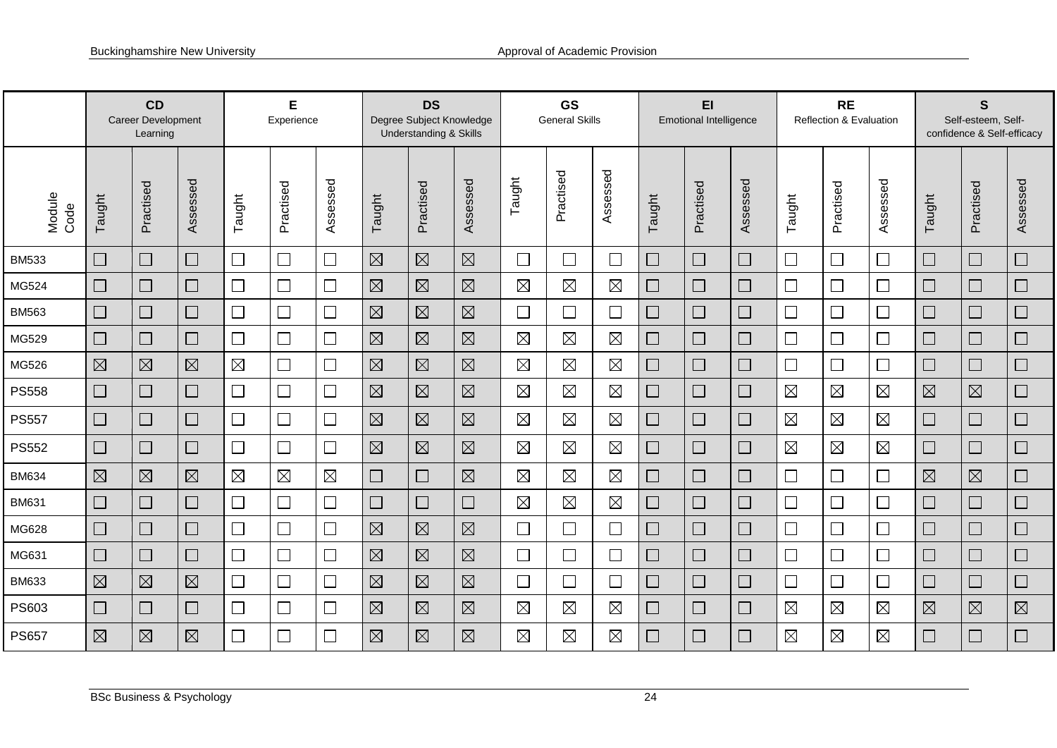| Module Code | CD Career Development Learning | | | E Experience | | | DS Degree Subject Knowledge Understanding & Skills | | | GS General Skills | | | EI Emotional Intelligence | | | RE Reflection & Evaluation | | | S Self-esteem, Self-confidence & Self-efficacy | | |
|---|---|---|---|---|---|---|---|---|---|---|---|---|---|---|---|---|---|---|---|---|---|
| | Taught | Practised | Assessed | Taught | Practised | Assessed | Taught | Practised | Assessed | Taught | Practised | Assessed | Taught | Practised | Assessed | Taught | Practised | Assessed | Taught | Practised | Assessed |
| BM533 | ☐ | ☐ | ☐ | ☐ | ☐ | ☐ | ☒ | ☒ | ☒ | ☐ | ☐ | ☐ | ☐ | ☐ | ☐ | ☐ | ☐ | ☐ | ☐ | ☐ | ☐ |
| MG524 | ☐ | ☐ | ☐ | ☐ | ☐ | ☐ | ☒ | ☒ | ☒ | ☒ | ☒ | ☒ | ☐ | ☐ | ☐ | ☐ | ☐ | ☐ | ☐ | ☐ | ☐ |
| BM563 | ☐ | ☐ | ☐ | ☐ | ☐ | ☐ | ☒ | ☒ | ☒ | ☐ | ☐ | ☐ | ☐ | ☐ | ☐ | ☐ | ☐ | ☐ | ☐ | ☐ | ☐ |
| MG529 | ☐ | ☐ | ☐ | ☐ | ☐ | ☐ | ☒ | ☒ | ☒ | ☒ | ☒ | ☒ | ☐ | ☐ | ☐ | ☐ | ☐ | ☐ | ☐ | ☐ | ☐ |
| MG526 | ☒ | ☒ | ☒ | ☒ | ☐ | ☐ | ☒ | ☒ | ☒ | ☒ | ☒ | ☒ | ☐ | ☐ | ☐ | ☐ | ☐ | ☐ | ☐ | ☐ | ☐ |
| PS558 | ☐ | ☐ | ☐ | ☐ | ☐ | ☐ | ☒ | ☒ | ☒ | ☒ | ☒ | ☒ | ☐ | ☐ | ☐ | ☒ | ☒ | ☒ | ☒ | ☒ | ☐ |
| PS557 | ☐ | ☐ | ☐ | ☐ | ☐ | ☐ | ☒ | ☒ | ☒ | ☒ | ☒ | ☒ | ☐ | ☐ | ☐ | ☒ | ☒ | ☒ | ☐ | ☐ | ☐ |
| PS552 | ☐ | ☐ | ☐ | ☐ | ☐ | ☐ | ☒ | ☒ | ☒ | ☒ | ☒ | ☒ | ☐ | ☐ | ☐ | ☒ | ☒ | ☒ | ☐ | ☐ | ☐ |
| BM634 | ☒ | ☒ | ☒ | ☒ | ☒ | ☒ | ☐ | ☐ | ☒ | ☒ | ☒ | ☒ | ☐ | ☐ | ☐ | ☐ | ☐ | ☐ | ☒ | ☒ | ☐ |
| BM631 | ☐ | ☐ | ☐ | ☐ | ☐ | ☐ | ☐ | ☐ | ☐ | ☒ | ☒ | ☒ | ☐ | ☐ | ☐ | ☐ | ☐ | ☐ | ☐ | ☐ | ☐ |
| MG628 | ☐ | ☐ | ☐ | ☐ | ☐ | ☐ | ☒ | ☒ | ☒ | ☐ | ☐ | ☐ | ☐ | ☐ | ☐ | ☐ | ☐ | ☐ | ☐ | ☐ | ☐ |
| MG631 | ☐ | ☐ | ☐ | ☐ | ☐ | ☐ | ☒ | ☒ | ☒ | ☐ | ☐ | ☐ | ☐ | ☐ | ☐ | ☐ | ☐ | ☐ | ☐ | ☐ | ☐ |
| BM633 | ☒ | ☒ | ☒ | ☐ | ☐ | ☐ | ☒ | ☒ | ☒ | ☐ | ☐ | ☐ | ☐ | ☐ | ☐ | ☐ | ☐ | ☐ | ☐ | ☐ | ☐ |
| PS603 | ☐ | ☐ | ☐ | ☐ | ☐ | ☐ | ☒ | ☒ | ☒ | ☒ | ☒ | ☒ | ☐ | ☐ | ☐ | ☒ | ☒ | ☒ | ☒ | ☒ | ☒ |
| PS657 | ☒ | ☒ | ☒ | ☐ | ☐ | ☐ | ☒ | ☒ | ☒ | ☒ | ☒ | ☒ | ☐ | ☐ | ☐ | ☒ | ☒ | ☒ | ☐ | ☐ | ☐ |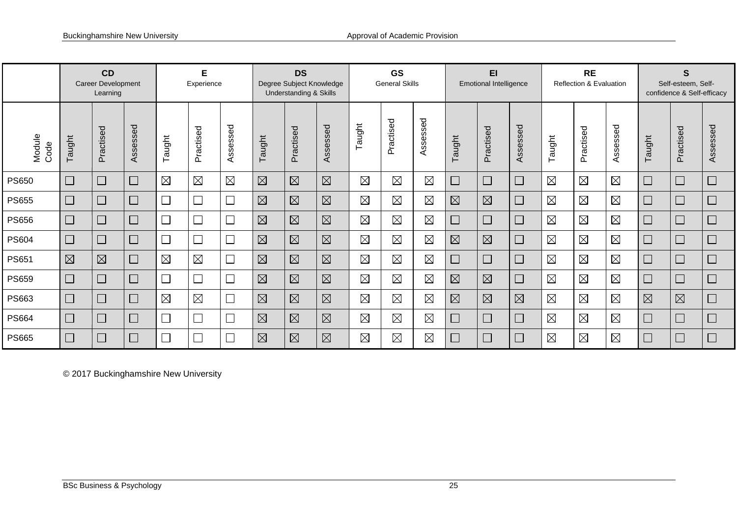| Module Code | CD Career Development Learning | | | E Experience | | | DS Degree Subject Knowledge Understanding & Skills | | | GS General Skills | | | EI Emotional Intelligence | | | RE Reflection & Evaluation | | | S Self-esteem, Self-confidence & Self-efficacy | | |
|---|---|---|---|---|---|---|---|---|---|---|---|---|---|---|---|---|---|---|---|---|---|
| | Taught | Practised | Assessed | Taught | Practised | Assessed | Taught | Practised | Assessed | Taught | Practised | Assessed | Taught | Practised | Assessed | Taught | Practised | Assessed | Taught | Practised | Assessed |
| PS650 | ☐ | ☐ | ☐ | ☒ | ☒ | ☒ | ☒ | ☒ | ☒ | ☒ | ☒ | ☒ | ☐ | ☐ | ☐ | ☒ | ☒ | ☒ | ☐ | ☐ | ☐ |
| PS655 | ☐ | ☐ | ☐ | ☐ | ☐ | ☐ | ☒ | ☒ | ☒ | ☒ | ☒ | ☒ | ☒ | ☒ | ☐ | ☒ | ☒ | ☒ | ☐ | ☐ | ☐ |
| PS656 | ☐ | ☐ | ☐ | ☐ | ☐ | ☐ | ☒ | ☒ | ☒ | ☒ | ☒ | ☒ | ☐ | ☐ | ☐ | ☒ | ☒ | ☒ | ☐ | ☐ | ☐ |
| PS604 | ☐ | ☐ | ☐ | ☐ | ☐ | ☐ | ☒ | ☒ | ☒ | ☒ | ☒ | ☒ | ☒ | ☒ | ☐ | ☒ | ☒ | ☒ | ☐ | ☐ | ☐ |
| PS651 | ☒ | ☒ | ☐ | ☒ | ☒ | ☐ | ☒ | ☒ | ☒ | ☒ | ☒ | ☒ | ☐ | ☐ | ☐ | ☒ | ☒ | ☒ | ☐ | ☐ | ☐ |
| PS659 | ☐ | ☐ | ☐ | ☐ | ☐ | ☐ | ☒ | ☒ | ☒ | ☒ | ☒ | ☒ | ☒ | ☒ | ☐ | ☒ | ☒ | ☒ | ☐ | ☐ | ☐ |
| PS663 | ☐ | ☐ | ☐ | ☒ | ☒ | ☐ | ☒ | ☒ | ☒ | ☒ | ☒ | ☒ | ☒ | ☒ | ☒ | ☒ | ☒ | ☒ | ☒ | ☒ | ☐ |
| PS664 | ☐ | ☐ | ☐ | ☐ | ☐ | ☐ | ☒ | ☒ | ☒ | ☒ | ☒ | ☒ | ☐ | ☐ | ☐ | ☒ | ☒ | ☒ | ☐ | ☐ | ☐ |
| PS665 | ☐ | ☐ | ☐ | ☐ | ☐ | ☐ | ☒ | ☒ | ☒ | ☒ | ☒ | ☒ | ☐ | ☐ | ☐ | ☒ | ☒ | ☒ | ☐ | ☐ | ☐ |

© 2017 Buckinghamshire New University